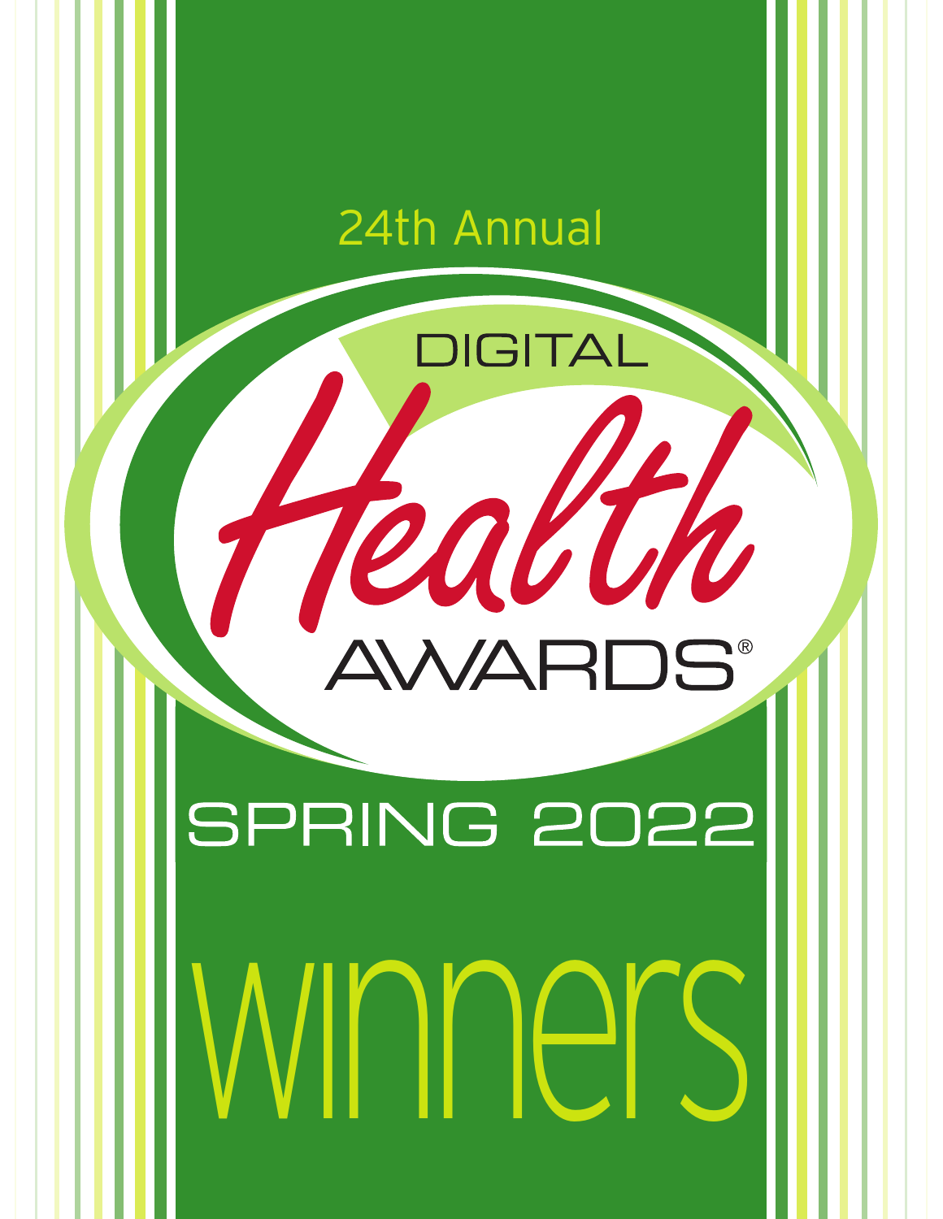24th Annual

# DIGITAL Health AWARDS®

## SPRING 2022

# winners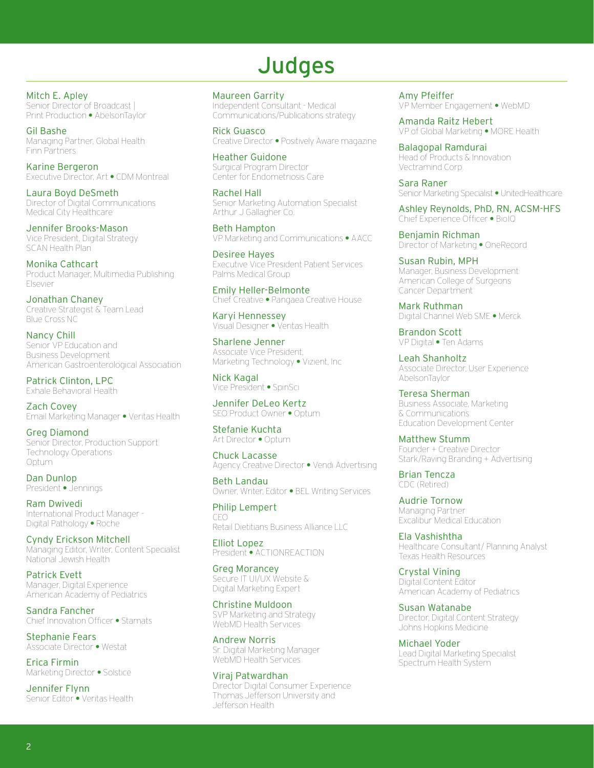# Judges

**Mitch E. Apley**
Senior Director of Broadcast | Print Production • AbelsonTaylor

**Gil Bashe**
Managing Partner, Global Health
Finn Partners

**Karine Bergeron**
Executive Director, Art • CDM Montreal

**Laura Boyd DeSmeth**
Director of Digital Communications
Medical City Healthcare

**Jennifer Brooks-Mason**
Vice President, Digital Strategy
SCAN Health Plan

**Monika Cathcart**
Product Manager, Multimedia Publishing
Elsevier

**Jonathan Chaney**
Creative Strategist & Team Lead
Blue Cross NC

**Nancy Chill**
Senior VP Education and Business Development
American Gastroenterological Association

**Patrick Clinton, LPC**
Exhale Behavioral Health

**Zach Covey**
Email Marketing Manager • Veritas Health

**Greg Diamond**
Senior Director, Production Support
Technology Operations
Optum

**Dan Dunlop**
President • Jennings

**Ram Dwivedi**
International Product Manager - Digital Pathology • Roche

**Cyndy Erickson Mitchell**
Managing Editor, Writer, Content Specialist
National Jewish Health

**Patrick Evett**
Manager, Digital Experience
American Academy of Pediatrics

**Sandra Fancher**
Chief Innovation Officer • Stamats

**Stephanie Fears**
Associate Director • Westat

**Erica Firmin**
Marketing Director • Solstice

**Jennifer Flynn**
Senior Editor • Veritas Health

**Maureen Garrity**
Independent Consultant - Medical Communications/Publications strategy

**Rick Guasco**
Creative Director • Positively Aware magazine

**Heather Guidone**
Surgical Program Director
Center for Endometriosis Care

**Rachel Hall**
Senior Marketing Automation Specialist
Arthur J Gallagher Co.

**Beth Hampton**
VP Marketing and Communications • AACC

**Desiree Hayes**
Executive Vice President Patient Services
Palms Medical Group

**Emily Heller-Belmonte**
Chief Creative • Pangaea Creative House

**Karyi Hennessey**
Visual Designer • Veritas Health

**Sharlene Jenner**
Associate Vice President, Marketing Technology • Vizient, Inc

**Nick Kagal**
Vice President • SpinSci

**Jennifer DeLeo Kertz**
SEO Product Owner • Optum

**Stefanie Kuchta**
Art Director • Optum

**Chuck Lacasse**
Agency Creative Director • Vendi Advertising

**Beth Landau**
Owner, Writer, Editor • BEL Writing Services

**Philip Lempert**
CEO
Retail Dietitians Business Alliance LLC

**Elliot Lopez**
President • ACTIONREACTION

**Greg Morancey**
Secure IT UI/UX Website & Digital Marketing Expert

**Christine Muldoon**
SVP Marketing and Strategy
WebMD Health Services

**Andrew Norris**
Sr. Digital Marketing Manager
WebMD Health Services

**Viraj Patwardhan**
Director Digital Consumer Experience
Thomas Jefferson University and Jefferson Health

**Amy Pfeiffer**
VP Member Engagement • WebMD

**Amanda Raitz Hebert**
VP of Global Marketing • MORE Health

**Balagopal Ramdurai**
Head of Products & Innovation
Vectramind Corp.

**Sara Raner**
Senior Marketing Specialist • UnitedHealthcare

**Ashley Reynolds, PhD, RN, ACSM-HFS**
Chief Experience Officer • BioIQ

**Benjamin Richman**
Director of Marketing • OneRecord

**Susan Rubin, MPH**
Manager, Business Development
American College of Surgeons
Cancer Department

**Mark Ruthman**
Digital Channel Web SME • Merck

**Brandon Scott**
VP Digital • Ten Adams

**Leah Shanholtz**
Associate Director, User Experience
AbelsonTaylor

**Teresa Sherman**
Business Associate, Marketing & Communications
Education Development Center

**Matthew Stumm**
Founder + Creative Director
Stark/Raving Branding + Advertising

**Brian Tencza**
CDC (Retired)

**Audrie Tornow**
Managing Partner
Excalibur Medical Education

**Ela Vashishtha**
Healthcare Consultant/ Planning Analyst
Texas Health Resources

**Crystal Vining**
Digital Content Editor
American Academy of Pediatrics

**Susan Watanabe**
Director, Digital Content Strategy
Johns Hopkins Medicine

**Michael Yoder**
Lead Digital Marketing Specialist
Spectrum Health System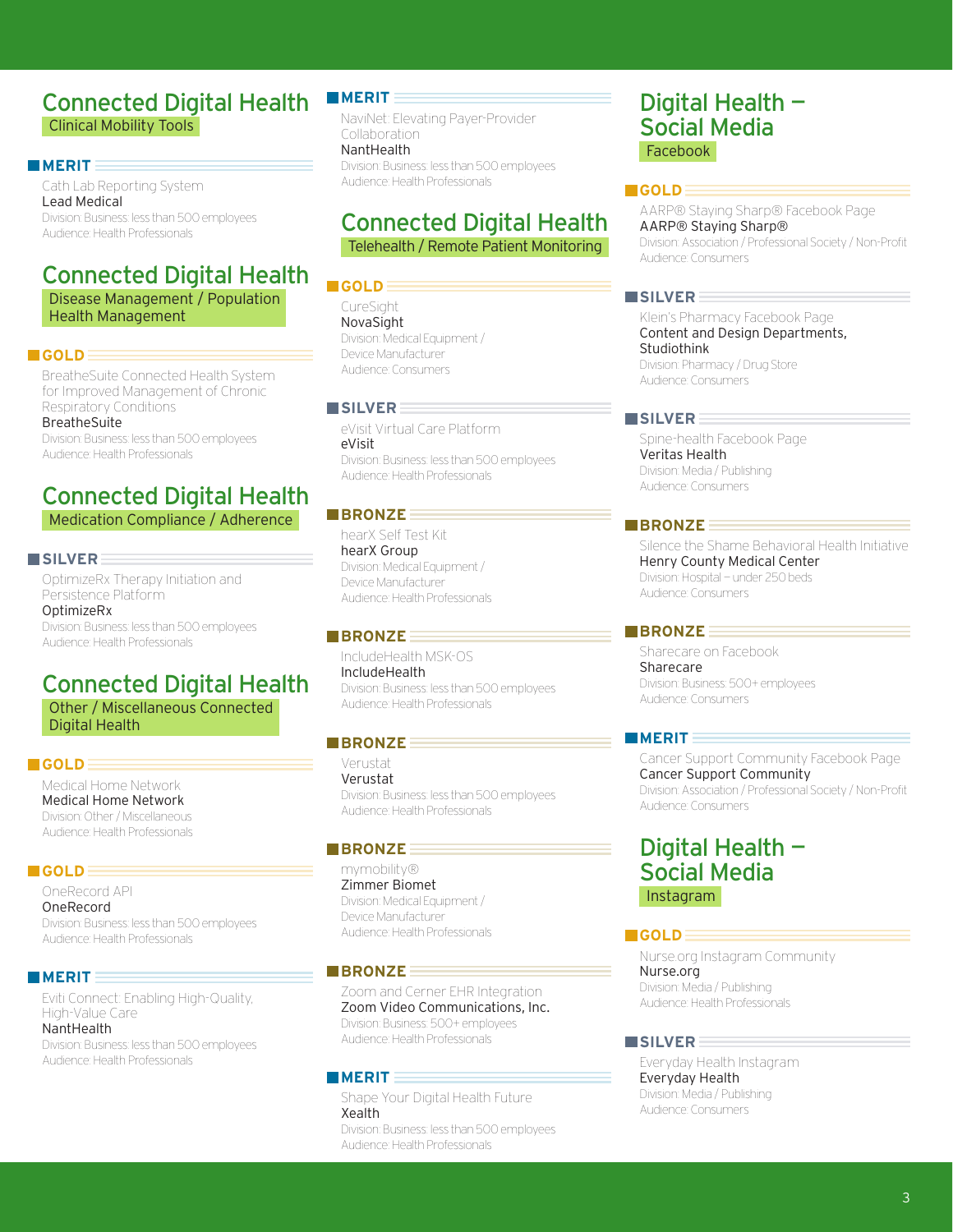## Connected Digital Health

### Clinical Mobility Tools

**MERIT**

Cath Lab Reporting System
Lead Medical
Division: Business: less than 500 employees
Audience: Health Professionals

## Connected Digital Health

### Disease Management / Population Health Management

**GOLD**

BreatheSuite Connected Health System for Improved Management of Chronic Respiratory Conditions
BreatheSuite
Division: Business: less than 500 employees
Audience: Health Professionals

## Connected Digital Health

### Medication Compliance / Adherence

**SILVER**

OptimizeRx Therapy Initiation and Persistence Platform
OptimizeRx
Division: Business: less than 500 employees
Audience: Health Professionals

## Connected Digital Health

### Other / Miscellaneous Connected Digital Health

**GOLD**

Medical Home Network
Medical Home Network
Division: Other / Miscellaneous
Audience: Health Professionals

**GOLD**

OneRecord API
OneRecord
Division: Business: less than 500 employees
Audience: Health Professionals

**MERIT**

Eviti Connect: Enabling High-Quality, High-Value Care
NantHealth
Division: Business: less than 500 employees
Audience: Health Professionals

**MERIT**

NaviNet: Elevating Payer-Provider Collaboration
NantHealth
Division: Business: less than 500 employees
Audience: Health Professionals

## Connected Digital Health

### Telehealth / Remote Patient Monitoring

**GOLD**

CureSight
NovaSight
Division: Medical Equipment / Device Manufacturer
Audience: Consumers

**SILVER**

eVisit Virtual Care Platform
eVisit
Division: Business: less than 500 employees
Audience: Health Professionals

**BRONZE**

hearX Self Test Kit
hearX Group
Division: Medical Equipment / Device Manufacturer
Audience: Health Professionals

**BRONZE**

IncludeHealth MSK-OS
IncludeHealth
Division: Business: less than 500 employees
Audience: Health Professionals

**BRONZE**

Verustat
Verustat
Division: Business: less than 500 employees
Audience: Health Professionals

**BRONZE**

mymobility®
Zimmer Biomet
Division: Medical Equipment / Device Manufacturer
Audience: Health Professionals

**BRONZE**

Zoom and Cerner EHR Integration
Zoom Video Communications, Inc.
Division: Business: 500+ employees
Audience: Health Professionals

**MERIT**

Shape Your Digital Health Future
Xealth
Division: Business: less than 500 employees
Audience: Health Professionals

## Digital Health – Social Media

### Facebook

**GOLD**

AARP® Staying Sharp® Facebook Page
AARP® Staying Sharp®
Division: Association / Professional Society / Non-Profit
Audience: Consumers

**SILVER**

Klein's Pharmacy Facebook Page
Content and Design Departments, Studiothink
Division: Pharmacy / Drug Store
Audience: Consumers

**SILVER**

Spine-health Facebook Page
Veritas Health
Division: Media / Publishing
Audience: Consumers

**BRONZE**

Silence the Shame Behavioral Health Initiative
Henry County Medical Center
Division: Hospital – under 250 beds
Audience: Consumers

**BRONZE**

Sharecare on Facebook
Sharecare
Division: Business: 500+ employees
Audience: Consumers

**MERIT**

Cancer Support Community Facebook Page
Cancer Support Community
Division: Association / Professional Society / Non-Profit
Audience: Consumers

## Digital Health – Social Media

### Instagram

**GOLD**

Nurse.org Instagram Community
Nurse.org
Division: Media / Publishing
Audience: Health Professionals

**SILVER**

Everyday Health Instagram
Everyday Health
Division: Media / Publishing
Audience: Consumers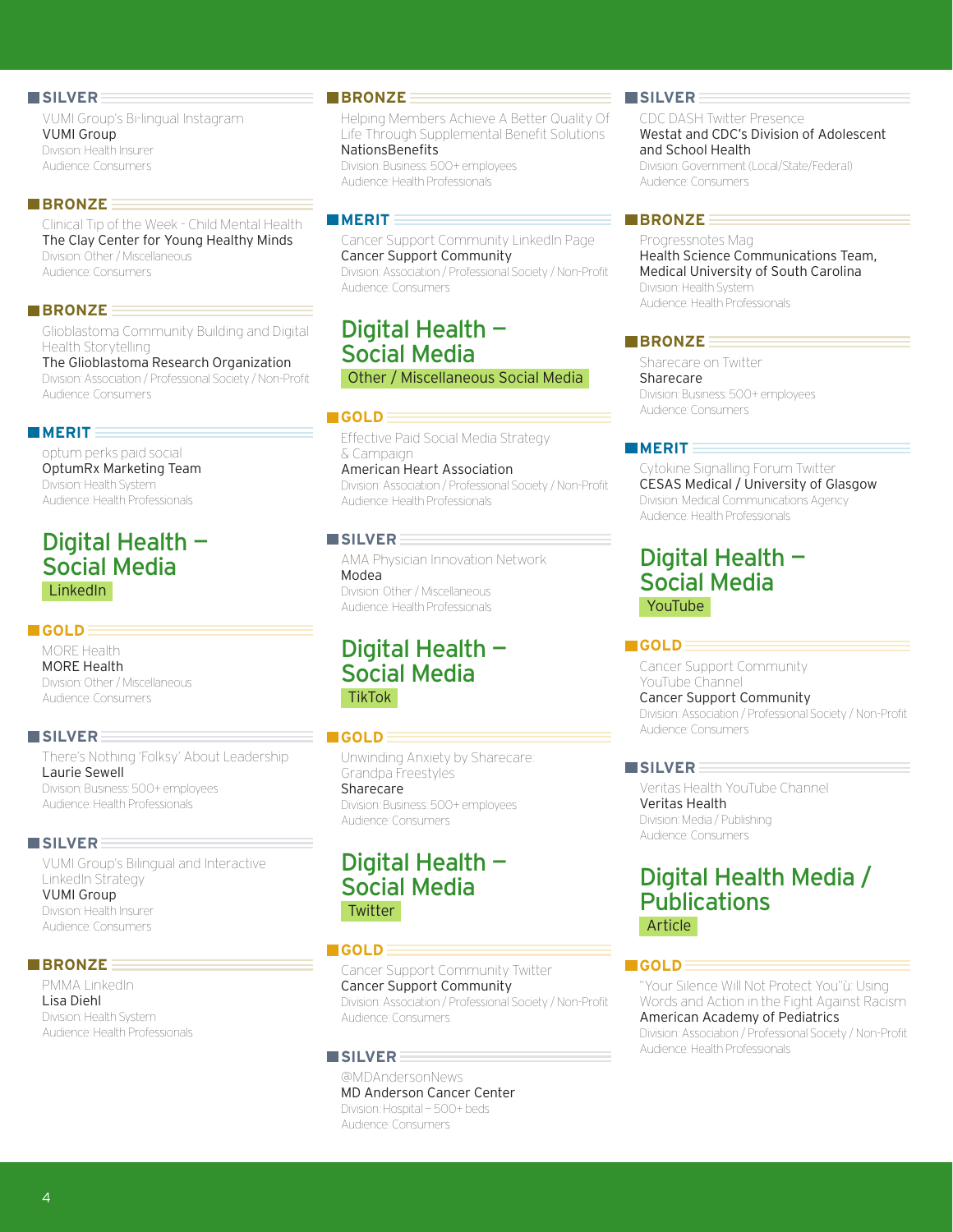**SILVER**

VUMI Group's Bi-lingual Instagram
VUMI Group
Division: Health Insurer
Audience: Consumers

**BRONZE**

Clinical Tip of the Week - Child Mental Health
The Clay Center for Young Healthy Minds
Division: Other / Miscellaneous
Audience: Consumers

**BRONZE**

Glioblastoma Community Building and Digital Health Storytelling
The Glioblastoma Research Organization
Division: Association / Professional Society / Non-Profit
Audience: Consumers

**MERIT**

optum perks paid social
OptumRx Marketing Team
Division: Health System
Audience: Health Professionals

## Digital Health – Social Media

### LinkedIn

**GOLD**

MORE Health
MORE Health
Division: Other / Miscellaneous
Audience: Consumers

**SILVER**

There's Nothing 'Folksy' About Leadership
Laurie Sewell
Division: Business: 500+ employees
Audience: Health Professionals

**SILVER**

VUMI Group's Bilingual and Interactive LinkedIn Strategy
VUMI Group
Division: Health Insurer
Audience: Consumers

**BRONZE**

PMMA LinkedIn
Lisa Diehl
Division: Health System
Audience: Health Professionals

**BRONZE**

Helping Members Achieve A Better Quality Of Life Through Supplemental Benefit Solutions
NationsBenefits
Division: Business: 500+ employees
Audience: Health Professionals

**MERIT**

Cancer Support Community LinkedIn Page
Cancer Support Community
Division: Association / Professional Society / Non-Profit
Audience: Consumers

## Digital Health – Social Media

### Other / Miscellaneous Social Media

**GOLD**

Effective Paid Social Media Strategy & Campaign
American Heart Association
Division: Association / Professional Society / Non-Profit
Audience: Health Professionals

**SILVER**

AMA Physician Innovation Network
Modea
Division: Other / Miscellaneous
Audience: Health Professionals

## Digital Health – Social Media

### TikTok

**GOLD**

Unwinding Anxiety by Sharecare: Grandpa Freestyles
Sharecare
Division: Business: 500+ employees
Audience: Consumers

## Digital Health – Social Media

### Twitter

**GOLD**

Cancer Support Community Twitter
Cancer Support Community
Division: Association / Professional Society / Non-Profit
Audience: Consumers

**SILVER**

@MDAndersonNews
MD Anderson Cancer Center
Division: Hospital – 500+ beds
Audience: Consumers

**SILVER**

CDC DASH Twitter Presence
Westat and CDC's Division of Adolescent and School Health
Division: Government (Local/State/Federal)
Audience: Consumers

**BRONZE**

Progressnotes Mag
Health Science Communications Team, Medical University of South Carolina
Division: Health System
Audience: Health Professionals

**BRONZE**

Sharecare on Twitter
Sharecare
Division: Business: 500+ employees
Audience: Consumers

**MERIT**

Cytokine Signalling Forum Twitter
CESAS Medical / University of Glasgow
Division: Medical Communications Agency
Audience: Health Professionals

## Digital Health – Social Media

### YouTube

**GOLD**

Cancer Support Community YouTube Channel
Cancer Support Community
Division: Association / Professional Society / Non-Profit
Audience: Consumers

**SILVER**

Veritas Health YouTube Channel
Veritas Health
Division: Media / Publishing
Audience: Consumers

## Digital Health Media / Publications

### Article

**GOLD**

"Your Silence Will Not Protect You"ù: Using Words and Action in the Fight Against Racism
American Academy of Pediatrics
Division: Association / Professional Society / Non-Profit
Audience: Health Professionals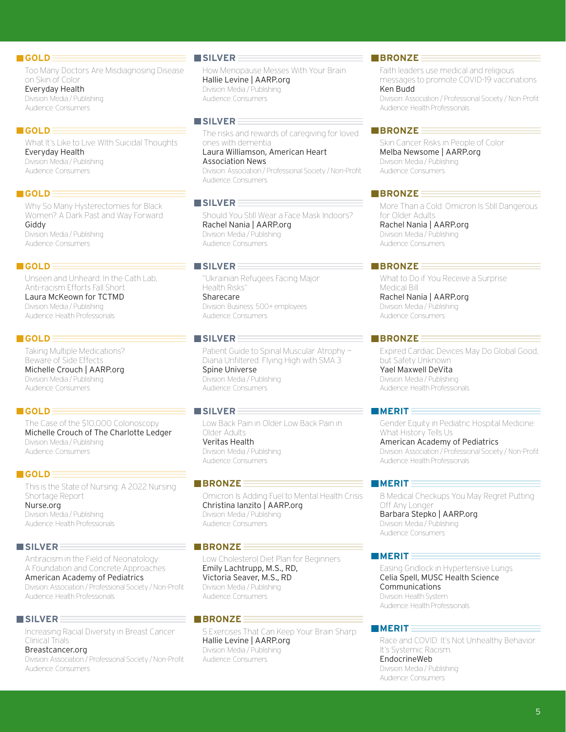### GOLD

Too Many Doctors Are Misdiagnosing Disease on Skin of Color
Everyday Health
Division: Media / Publishing
Audience: Consumers

### GOLD

What It's Like to Live With Suicidal Thoughts
Everyday Health
Division: Media / Publishing
Audience: Consumers

### GOLD

Why So Many Hysterectomies for Black Women? A Dark Past and Way Forward
Giddy
Division: Media / Publishing
Audience: Consumers

### GOLD

Unseen and Unheard: In the Cath Lab, Anti-racism Efforts Fall Short
Laura McKeown for TCTMD
Division: Media / Publishing
Audience: Health Professionals

### GOLD

Taking Multiple Medications? Beware of Side Effects
Michelle Crouch | AARP.org
Division: Media / Publishing
Audience: Consumers

### GOLD

The Case of the $10,000 Colonoscopy
Michelle Crouch of The Charlotte Ledger
Division: Media / Publishing
Audience: Consumers

### GOLD

This is the State of Nursing: A 2022 Nursing Shortage Report
Nurse.org
Division: Media / Publishing
Audience: Health Professionals

### SILVER

Antiracism in the Field of Neonatology: A Foundation and Concrete Approaches
American Academy of Pediatrics
Division: Association / Professional Society / Non-Profit
Audience: Health Professionals

### SILVER

Increasing Racial Diversity in Breast Cancer Clinical Trials
Breastcancer.org
Division: Association / Professional Society / Non-Profit
Audience: Consumers

### SILVER

How Menopause Messes With Your Brain
Hallie Levine | AARP.org
Division: Media / Publishing
Audience: Consumers

### SILVER

The risks and rewards of caregiving for loved ones with dementia
Laura Williamson, American Heart Association News
Division: Association / Professional Society / Non-Profit
Audience: Consumers

### SILVER

Should You Still Wear a Face Mask Indoors?
Rachel Nania | AARP.org
Division: Media / Publishing
Audience: Consumers

### SILVER

"Ukrainian Refugees Facing Major Health Risks"
Sharecare
Division: Business: 500+ employees
Audience: Consumers

### SILVER

Patient Guide to Spinal Muscular Atrophy – Diana Unfiltered: Flying High with SMA 3
Spine Universe
Division: Media / Publishing
Audience: Consumers

### SILVER

Low Back Pain in Older Low Back Pain in Older Adults
Veritas Health
Division: Media / Publishing
Audience: Consumers

### BRONZE

Omicron Is Adding Fuel to Mental Health Crisis
Christina Ianzito | AARP.org
Division: Media / Publishing
Audience: Consumers

### BRONZE

Low Cholesterol Diet Plan for Beginners
Emily Lachtrupp, M.S., RD, Victoria Seaver, M.S., RD
Division: Media / Publishing
Audience: Consumers

### BRONZE

5 Exercises That Can Keep Your Brain Sharp
Hallie Levine | AARP.org
Division: Media / Publishing
Audience: Consumers

### BRONZE

Faith leaders use medical and religious messages to promote COVID-19 vaccinations
Ken Budd
Division: Association / Professional Society / Non-Profit
Audience: Health Professionals

### BRONZE

Skin Cancer Risks in People of Color
Melba Newsome | AARP.org
Division: Media / Publishing
Audience: Consumers

### BRONZE

More Than a Cold: Omicron Is Still Dangerous for Older Adults
Rachel Nania | AARP.org
Division: Media / Publishing
Audience: Consumers

### BRONZE

What to Do if You Receive a Surprise Medical Bill
Rachel Nania | AARP.org
Division: Media / Publishing
Audience: Consumers

### BRONZE

Expired Cardiac Devices May Do Global Good, but Safety Unknown
Yael Maxwell DeVita
Division: Media / Publishing
Audience: Health Professionals

### MERIT

Gender Equity in Pediatric Hospital Medicine: What History Tells Us
American Academy of Pediatrics
Division: Association / Professional Society / Non-Profit
Audience: Health Professionals

### MERIT

8 Medical Checkups You May Regret Putting Off Any Longer
Barbara Stepko | AARP.org
Division: Media / Publishing
Audience: Consumers

### MERIT

Easing Gridlock in Hypertensive Lungs
Celia Spell, MUSC Health Science Communications
Division: Health System
Audience: Health Professionals

### MERIT

Race and COVID: It's Not Unhealthy Behavior. It's Systemic Racism.
EndocrineWeb
Division: Media / Publishing
Audience: Consumers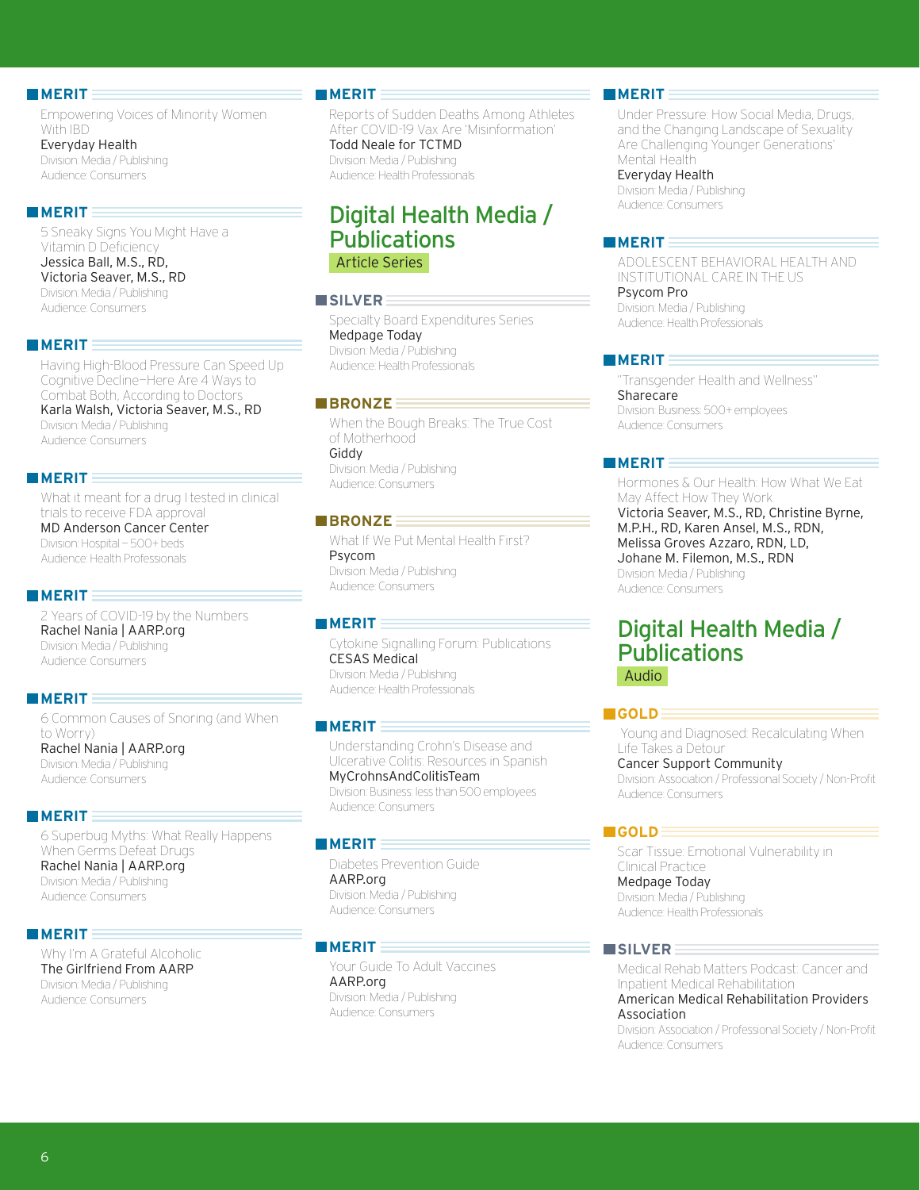**MERIT**

Empowering Voices of Minority Women With IBD
Everyday Health
Division: Media / Publishing
Audience: Consumers

**MERIT**

5 Sneaky Signs You Might Have a Vitamin D Deficiency
Jessica Ball, M.S., RD, Victoria Seaver, M.S., RD
Division: Media / Publishing
Audience: Consumers

**MERIT**

Having High-Blood Pressure Can Speed Up Cognitive Decline—Here Are 4 Ways to Combat Both, According to Doctors
Karla Walsh, Victoria Seaver, M.S., RD
Division: Media / Publishing
Audience: Consumers

**MERIT**

What it meant for a drug I tested in clinical trials to receive FDA approval
MD Anderson Cancer Center
Division: Hospital – 500+ beds
Audience: Health Professionals

**MERIT**

2 Years of COVID-19 by the Numbers
Rachel Nania | AARP.org
Division: Media / Publishing
Audience: Consumers

**MERIT**

6 Common Causes of Snoring (and When to Worry)
Rachel Nania | AARP.org
Division: Media / Publishing
Audience: Consumers

**MERIT**

6 Superbug Myths: What Really Happens When Germs Defeat Drugs
Rachel Nania | AARP.org
Division: Media / Publishing
Audience: Consumers

**MERIT**

Why I'm A Grateful Alcoholic
The Girlfriend From AARP
Division: Media / Publishing
Audience: Consumers

**MERIT**

Reports of Sudden Deaths Among Athletes After COVID-19 Vax Are 'Misinformation'
Todd Neale for TCTMD
Division: Media / Publishing
Audience: Health Professionals

## Digital Health Media / Publications

### Article Series

**SILVER**

Specialty Board Expenditures Series
Medpage Today
Division: Media / Publishing
Audience: Health Professionals

**BRONZE**

When the Bough Breaks: The True Cost of Motherhood
Giddy
Division: Media / Publishing
Audience: Consumers

**BRONZE**

What If We Put Mental Health First?
Psycom
Division: Media / Publishing
Audience: Consumers

**MERIT**

Cytokine Signalling Forum: Publications
CESAS Medical
Division: Media / Publishing
Audience: Health Professionals

**MERIT**

Understanding Crohn's Disease and Ulcerative Colitis: Resources in Spanish
MyCrohnsAndColitisTeam
Division: Business: less than 500 employees
Audience: Consumers

**MERIT**

Diabetes Prevention Guide
AARP.org
Division: Media / Publishing
Audience: Consumers

**MERIT**

Your Guide To Adult Vaccines
AARP.org
Division: Media / Publishing
Audience: Consumers

**MERIT**

Under Pressure: How Social Media, Drugs, and the Changing Landscape of Sexuality Are Challenging Younger Generations' Mental Health
Everyday Health
Division: Media / Publishing
Audience: Consumers

**MERIT**

ADOLESCENT BEHAVIORAL HEALTH AND INSTITUTIONAL CARE IN THE US
Psycom Pro
Division: Media / Publishing
Audience: Health Professionals

**MERIT**

"Transgender Health and Wellness"
Sharecare
Division: Business: 500+ employees
Audience: Consumers

**MERIT**

Hormones & Our Health: How What We Eat May Affect How They Work
Victoria Seaver, M.S., RD, Christine Byrne, M.P.H., RD, Karen Ansel, M.S., RDN, Melissa Groves Azzaro, RDN, LD, Johane M. Filemon, M.S., RDN
Division: Media / Publishing
Audience: Consumers

## Digital Health Media / Publications

### Audio

**GOLD**

Young and Diagnosed: Recalculating When Life Takes a Detour
Cancer Support Community
Division: Association / Professional Society / Non-Profit
Audience: Consumers

**GOLD**

Scar Tissue: Emotional Vulnerability in Clinical Practice
Medpage Today
Division: Media / Publishing
Audience: Health Professionals

**SILVER**

Medical Rehab Matters Podcast: Cancer and Inpatient Medical Rehabilitation
American Medical Rehabilitation Providers Association
Division: Association / Professional Society / Non-Profit
Audience: Consumers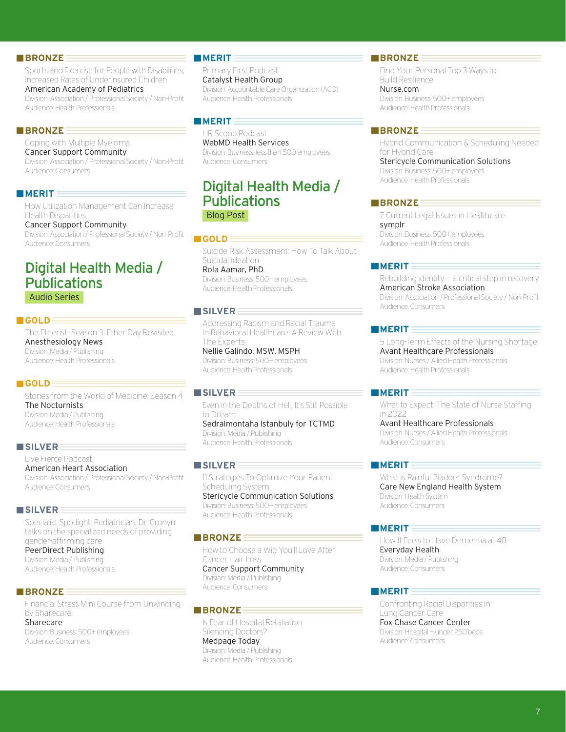**BRONZE**

Sports and Exercise for People with Disabilities; Increased Rates of Underinsured Children
American Academy of Pediatrics
Division: Association / Professional Society / Non-Profit
Audience: Health Professionals

**BRONZE**

Coping with Multiple Myeloma
Cancer Support Community
Division: Association / Professional Society / Non-Profit
Audience: Consumers

**MERIT**

How Utilization Management Can Increase Health Disparities
Cancer Support Community
Division: Association / Professional Society / Non-Profit
Audience: Consumers

## Digital Health Media / Publications

### Audio Series

**GOLD**

The Etherist—Season 3: Ether Day Revisited
Anesthesiology News
Division: Media / Publishing
Audience: Health Professionals

**GOLD**

Stories from the World of Medicine: Season 4
The Nocturnists
Division: Media / Publishing
Audience: Health Professionals

**SILVER**

Live Fierce Podcast
American Heart Association
Division: Association / Professional Society / Non-Profit
Audience: Consumers

**SILVER**

Specialist Spotlight: Pediatrician, Dr. Cronyn talks on the specialized needs of providing gender-affirming care
PeerDirect Publishing
Division: Media / Publishing
Audience: Health Professionals

**BRONZE**

Financial Stress Mini Course from Unwinding by Sharecare
Sharecare
Division: Business: 500+ employees
Audience: Consumers

**MERIT**

Primary First Podcast
Catalyst Health Group
Division: Accountable Care Organization (ACO)
Audience: Health Professionals

**MERIT**

HR Scoop Podcast
WebMD Health Services
Division: Business: less than 500 employees
Audience: Consumers

## Digital Health Media / Publications

### Blog Post

**GOLD**

Suicide Risk Assessment: How To Talk About Suicidal Ideation
Rola Aamar, PhD
Division: Business: 500+ employees
Audience: Health Professionals

**SILVER**

Addressing Racism and Racial Trauma In Behavioral Healthcare: A Review With The Experts
Nellie Galindo, MSW, MSPH
Division: Business: 500+ employees
Audience: Health Professionals

**SILVER**

Even in the Depths of Hell, It's Still Possible to Dream
Sedralmontaha Istanbuly for TCTMD
Division: Media / Publishing
Audience: Health Professionals

**SILVER**

11 Strategies To Optimize Your Patient Scheduling System
Stericycle Communication Solutions
Division: Business: 500+ employees
Audience: Health Professionals

**BRONZE**

How to Choose a Wig You'll Love After Cancer Hair Loss
Cancer Support Community
Division: Media / Publishing
Audience: Consumers

**BRONZE**

Is Fear of Hospital Retaliation Silencing Doctors?
Medpage Today
Division: Media / Publishing
Audience: Health Professionals

**BRONZE**

Find Your Personal Top 3 Ways to Build Resilience
Nurse.com
Division: Business: 500+ employees
Audience: Health Professionals

**BRONZE**

Hybrid Communication & Scheduling Needed for Hybrid Care
Stericycle Communication Solutions
Division: Business: 500+ employees
Audience: Health Professionals

**BRONZE**

7 Current Legal Issues in Healthcare
symplr
Division: Business: 500+ employees
Audience: Health Professionals

**MERIT**

Rebuilding identity – a critical step in recovery
American Stroke Association
Division: Association / Professional Society / Non-Profit
Audience: Consumers

**MERIT**

5 Long-Term Effects of the Nursing Shortage
Avant Healthcare Professionals
Division: Nurses / Allied Health Professionals
Audience: Health Professionals

**MERIT**

What to Expect: The State of Nurse Staffing in 2022
Avant Healthcare Professionals
Division: Nurses / Allied Health Professionals
Audience: Consumers

**MERIT**

What is Painful Bladder Syndrome?
Care New England Health System
Division: Health System
Audience: Consumers

**MERIT**

How It Feels to Have Dementia at 48
Everyday Health
Division: Media / Publishing
Audience: Consumers

**MERIT**

Confronting Racial Disparities in Lung Cancer Care
Fox Chase Cancer Center
Division: Hospital – under 250 beds
Audience: Consumers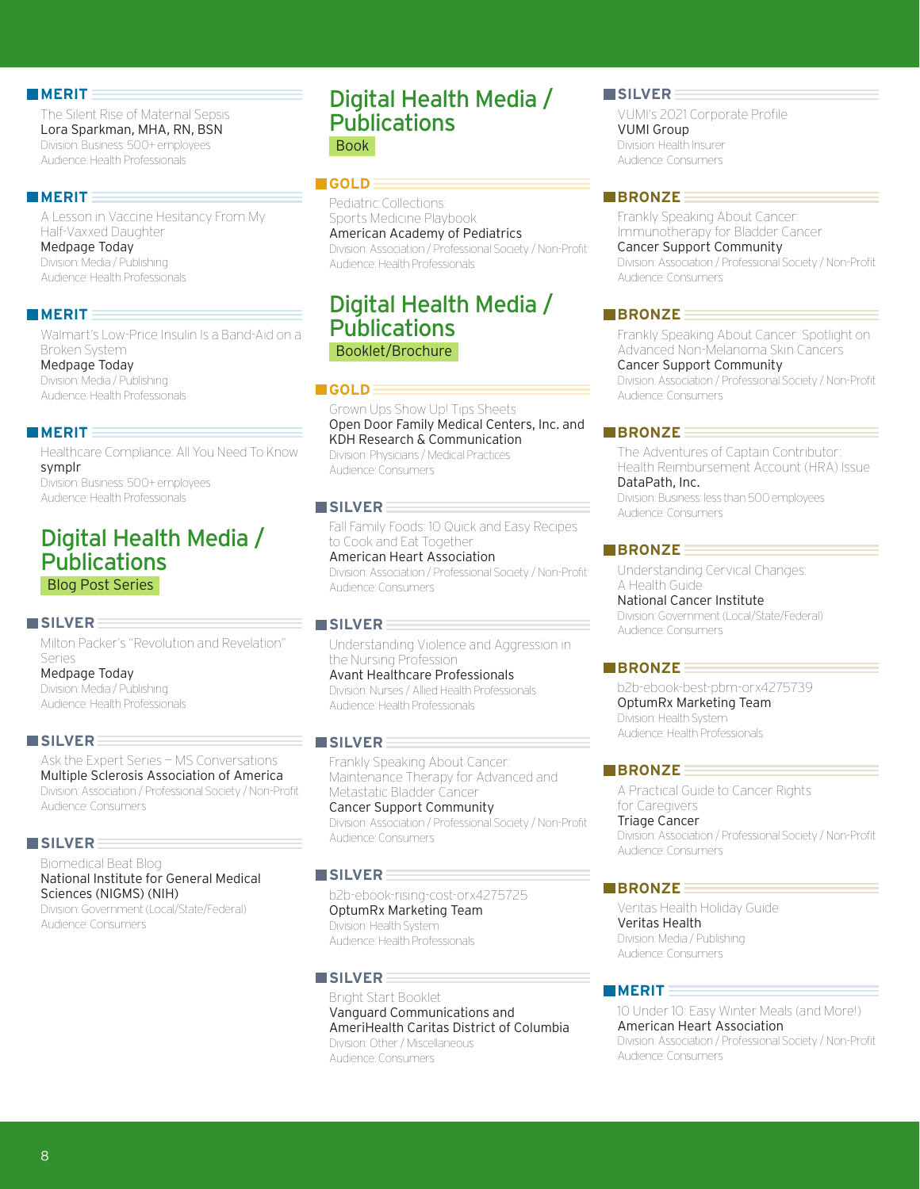### MERIT

The Silent Rise of Maternal Sepsis
Lora Sparkman, MHA, RN, BSN
Division: Business: 500+ employees
Audience: Health Professionals

### MERIT

A Lesson in Vaccine Hesitancy From My Half-Vaxxed Daughter
Medpage Today
Division: Media / Publishing
Audience: Health Professionals

### MERIT

Walmart's Low-Price Insulin Is a Band-Aid on a Broken System
Medpage Today
Division: Media / Publishing
Audience: Health Professionals

### MERIT

Healthcare Compliance: All You Need To Know
symplr
Division: Business: 500+ employees
Audience: Health Professionals

## Digital Health Media / Publications

**Blog Post Series**

### SILVER

Milton Packer's "Revolution and Revelation" Series
Medpage Today
Division: Media / Publishing
Audience: Health Professionals

### SILVER

Ask the Expert Series – MS Conversations
Multiple Sclerosis Association of America
Division: Association / Professional Society / Non-Profit
Audience: Consumers

### SILVER

Biomedical Beat Blog
National Institute for General Medical Sciences (NIGMS) (NIH)
Division: Government (Local/State/Federal)
Audience: Consumers

## Digital Health Media / Publications

**Book**

### GOLD

Pediatric Collections: Sports Medicine Playbook
American Academy of Pediatrics
Division: Association / Professional Society / Non-Profit
Audience: Health Professionals

## Digital Health Media / Publications

**Booklet/Brochure**

### GOLD

Grown Ups Show Up! Tips Sheets
Open Door Family Medical Centers, Inc. and KDH Research & Communication
Division: Physicians / Medical Practices
Audience: Consumers

### SILVER

Fall Family Foods: 10 Quick and Easy Recipes to Cook and Eat Together
American Heart Association
Division: Association / Professional Society / Non-Profit
Audience: Consumers

### SILVER

Understanding Violence and Aggression in the Nursing Profession
Avant Healthcare Professionals
Division: Nurses / Allied Health Professionals
Audience: Health Professionals

### SILVER

Frankly Speaking About Cancer: Maintenance Therapy for Advanced and Metastatic Bladder Cancer
Cancer Support Community
Division: Association / Professional Society / Non-Profit
Audience: Consumers

### SILVER

b2b-ebook-rising-cost-orx4275725
OptumRx Marketing Team
Division: Health System
Audience: Health Professionals

### SILVER

Bright Start Booklet
Vanguard Communications and AmeriHealth Caritas District of Columbia
Division: Other / Miscellaneous
Audience: Consumers

### SILVER

VUMI's 2021 Corporate Profile
VUMI Group
Division: Health Insurer
Audience: Consumers

### BRONZE

Frankly Speaking About Cancer: Immunotherapy for Bladder Cancer
Cancer Support Community
Division: Association / Professional Society / Non-Profit
Audience: Consumers

### BRONZE

Frankly Speaking About Cancer: Spotlight on Advanced Non-Melanoma Skin Cancers
Cancer Support Community
Division: Association / Professional Society / Non-Profit
Audience: Consumers

### BRONZE

The Adventures of Captain Contributor: Health Reimbursement Account (HRA) Issue
DataPath, Inc.
Division: Business: less than 500 employees
Audience: Consumers

### BRONZE

Understanding Cervical Changes: A Health Guide
National Cancer Institute
Division: Government (Local/State/Federal)
Audience: Consumers

### BRONZE

b2b-ebook-best-pbm-orx4275739
OptumRx Marketing Team
Division: Health System
Audience: Health Professionals

### BRONZE

A Practical Guide to Cancer Rights for Caregivers
Triage Cancer
Division: Association / Professional Society / Non-Profit
Audience: Consumers

### BRONZE

Veritas Health Holiday Guide
Veritas Health
Division: Media / Publishing
Audience: Consumers

### MERIT

10 Under 10: Easy Winter Meals (and More!)
American Heart Association
Division: Association / Professional Society / Non-Profit
Audience: Consumers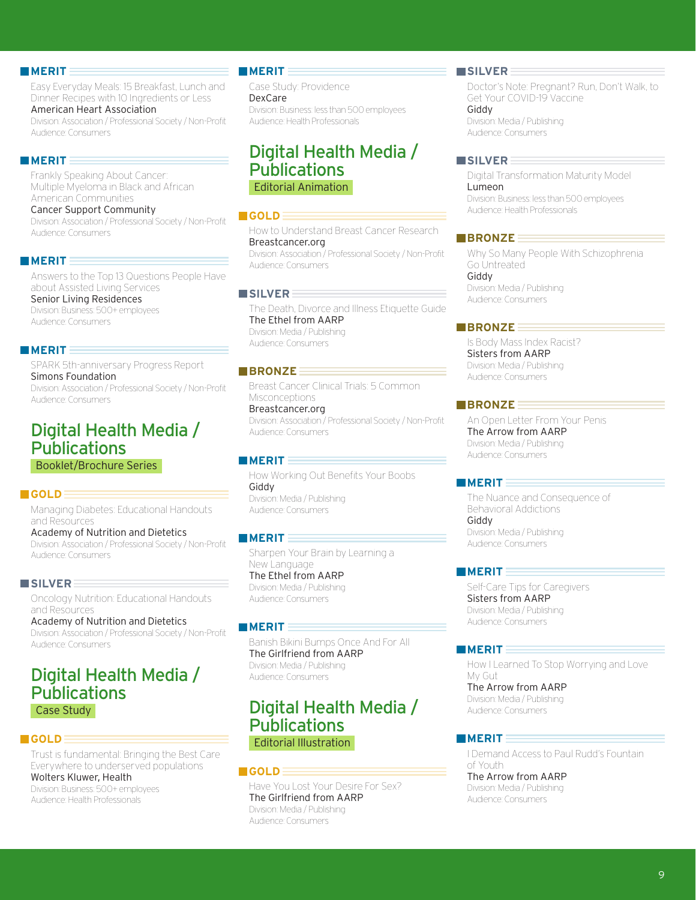### MERIT

Easy Everyday Meals: 15 Breakfast, Lunch and Dinner Recipes with 10 Ingredients or Less
American Heart Association
Division: Association / Professional Society / Non-Profit
Audience: Consumers

### MERIT

Frankly Speaking About Cancer: Multiple Myeloma in Black and African American Communities
Cancer Support Community
Division: Association / Professional Society / Non-Profit
Audience: Consumers

### MERIT

Answers to the Top 13 Questions People Have about Assisted Living Services
Senior Living Residences
Division: Business: 500+ employees
Audience: Consumers

### MERIT

SPARK 5th-anniversary Progress Report
Simons Foundation
Division: Association / Professional Society / Non-Profit
Audience: Consumers

## Digital Health Media / Publications

**Booklet/Brochure Series**

### GOLD

Managing Diabetes: Educational Handouts and Resources
Academy of Nutrition and Dietetics
Division: Association / Professional Society / Non-Profit
Audience: Consumers

### SILVER

Oncology Nutrition: Educational Handouts and Resources
Academy of Nutrition and Dietetics
Division: Association / Professional Society / Non-Profit
Audience: Consumers

## Digital Health Media / Publications

**Case Study**

### GOLD

Trust is fundamental: Bringing the Best Care Everywhere to underserved populations
Wolters Kluwer, Health
Division: Business: 500+ employees
Audience: Health Professionals

### MERIT

Case Study: Providence
DexCare
Division: Business: less than 500 employees
Audience: Health Professionals

## Digital Health Media / Publications

**Editorial Animation**

### GOLD

How to Understand Breast Cancer Research
Breastcancer.org
Division: Association / Professional Society / Non-Profit
Audience: Consumers

### SILVER

The Death, Divorce and Illness Etiquette Guide
The Ethel from AARP
Division: Media / Publishing
Audience: Consumers

### BRONZE

Breast Cancer Clinical Trials: 5 Common Misconceptions
Breastcancer.org
Division: Association / Professional Society / Non-Profit
Audience: Consumers

### MERIT

How Working Out Benefits Your Boobs
Giddy
Division: Media / Publishing
Audience: Consumers

### MERIT

Sharpen Your Brain by Learning a New Language
The Ethel from AARP
Division: Media / Publishing
Audience: Consumers

### MERIT

Banish Bikini Bumps Once And For All
The Girlfriend from AARP
Division: Media / Publishing
Audience: Consumers

## Digital Health Media / Publications

**Editorial Illustration**

### GOLD

Have You Lost Your Desire For Sex?
The Girlfriend from AARP
Division: Media / Publishing
Audience: Consumers

### SILVER

Doctor's Note: Pregnant? Run, Don't Walk, to Get Your COVID-19 Vaccine
Giddy
Division: Media / Publishing
Audience: Consumers

### SILVER

Digital Transformation Maturity Model
Lumeon
Division: Business: less than 500 employees
Audience: Health Professionals

### BRONZE

Why So Many People With Schizophrenia Go Untreated
Giddy
Division: Media / Publishing
Audience: Consumers

### BRONZE

Is Body Mass Index Racist?
Sisters from AARP
Division: Media / Publishing
Audience: Consumers

### BRONZE

An Open Letter From Your Penis
The Arrow from AARP
Division: Media / Publishing
Audience: Consumers

### MERIT

The Nuance and Consequence of Behavioral Addictions
Giddy
Division: Media / Publishing
Audience: Consumers

### MERIT

Self-Care Tips for Caregivers
Sisters from AARP
Division: Media / Publishing
Audience: Consumers

### MERIT

How I Learned To Stop Worrying and Love My Gut
The Arrow from AARP
Division: Media / Publishing
Audience: Consumers

### MERIT

I Demand Access to Paul Rudd's Fountain of Youth
The Arrow from AARP
Division: Media / Publishing
Audience: Consumers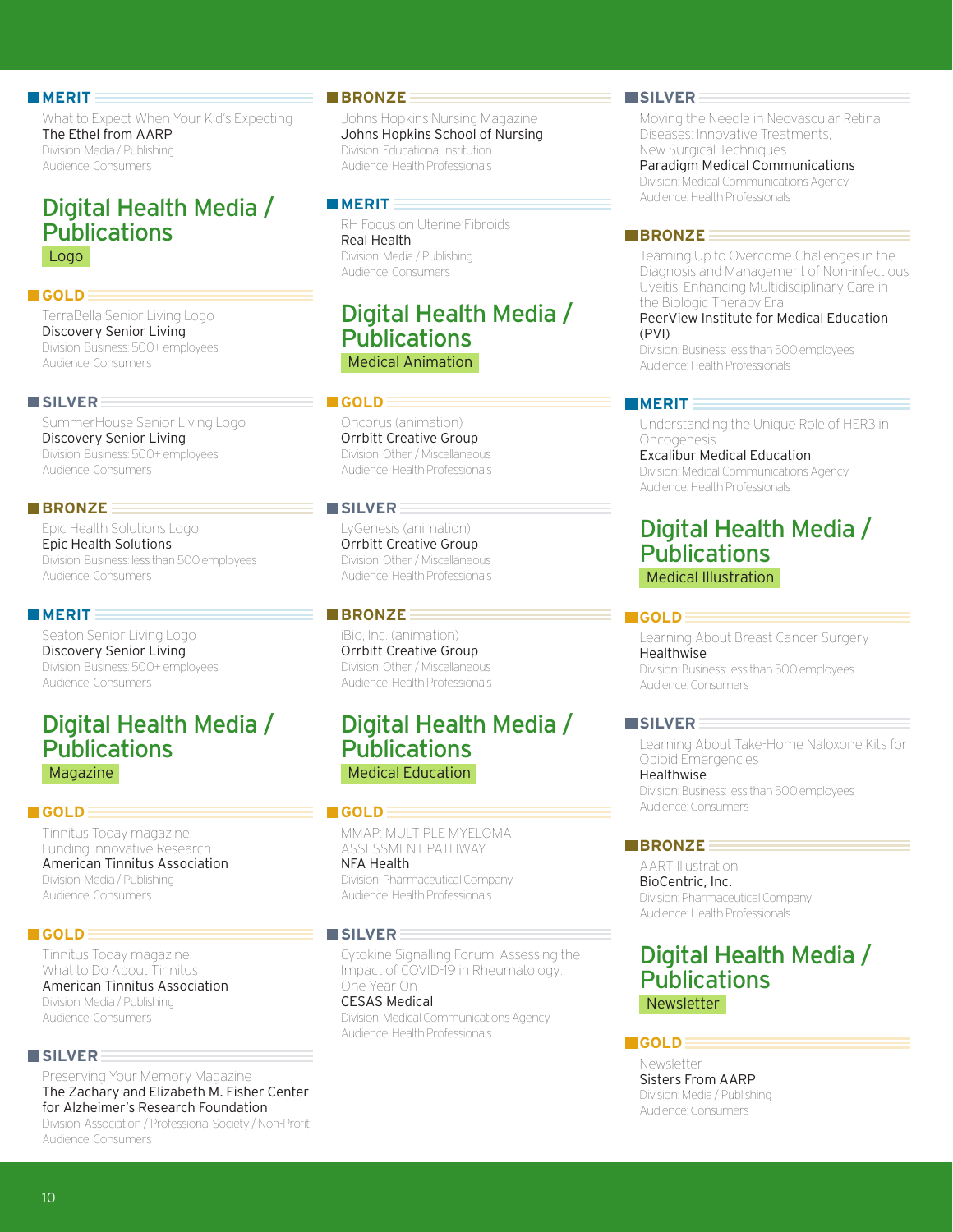**MERIT**

What to Expect When Your Kid's Expecting
The Ethel from AARP
Division: Media / Publishing
Audience: Consumers

## Digital Health Media / Publications

### Logo

**GOLD**

TerraBella Senior Living Logo
Discovery Senior Living
Division: Business: 500+ employees
Audience: Consumers

**SILVER**

SummerHouse Senior Living Logo
Discovery Senior Living
Division: Business: 500+ employees
Audience: Consumers

**BRONZE**

Epic Health Solutions Logo
Epic Health Solutions
Division: Business: less than 500 employees
Audience: Consumers

**MERIT**

Seaton Senior Living Logo
Discovery Senior Living
Division: Business: 500+ employees
Audience: Consumers

## Digital Health Media / Publications

### Magazine

**GOLD**

Tinnitus Today magazine: Funding Innovative Research
American Tinnitus Association
Division: Media / Publishing
Audience: Consumers

**GOLD**

Tinnitus Today magazine: What to Do About Tinnitus
American Tinnitus Association
Division: Media / Publishing
Audience: Consumers

**SILVER**

Preserving Your Memory Magazine
The Zachary and Elizabeth M. Fisher Center for Alzheimer's Research Foundation
Division: Association / Professional Society / Non-Profit
Audience: Consumers

**BRONZE**

Johns Hopkins Nursing Magazine
Johns Hopkins School of Nursing
Division: Educational Institution
Audience: Health Professionals

**MERIT**

RH Focus on Uterine Fibroids
Real Health
Division: Media / Publishing
Audience: Consumers

## Digital Health Media / Publications

### Medical Animation

**GOLD**

Oncorus (animation)
Orrbitt Creative Group
Division: Other / Miscellaneous
Audience: Health Professionals

**SILVER**

LyGenesis (animation)
Orrbitt Creative Group
Division: Other / Miscellaneous
Audience: Health Professionals

**BRONZE**

iBio, Inc. (animation)
Orrbitt Creative Group
Division: Other / Miscellaneous
Audience: Health Professionals

## Digital Health Media / Publications

### Medical Education

**GOLD**

MMAP: MULTIPLE MYELOMA ASSESSMENT PATHWAY
NFA Health
Division: Pharmaceutical Company
Audience: Health Professionals

**SILVER**

Cytokine Signalling Forum: Assessing the Impact of COVID-19 in Rheumatology: One Year On
CESAS Medical
Division: Medical Communications Agency
Audience: Health Professionals

**SILVER**

Moving the Needle in Neovascular Retinal Diseases: Innovative Treatments, New Surgical Techniques
Paradigm Medical Communications
Division: Medical Communications Agency
Audience: Health Professionals

**BRONZE**

Teaming Up to Overcome Challenges in the Diagnosis and Management of Non-infectious Uveitis: Enhancing Multidisciplinary Care in the Biologic Therapy Era
PeerView Institute for Medical Education (PVI)
Division: Business: less than 500 employees
Audience: Health Professionals

**MERIT**

Understanding the Unique Role of HER3 in Oncogenesis
Excalibur Medical Education
Division: Medical Communications Agency
Audience: Health Professionals

## Digital Health Media / Publications

### Medical Illustration

**GOLD**

Learning About Breast Cancer Surgery
Healthwise
Division: Business: less than 500 employees
Audience: Consumers

**SILVER**

Learning About Take-Home Naloxone Kits for Opioid Emergencies
Healthwise
Division: Business: less than 500 employees
Audience: Consumers

**BRONZE**

AART Illustration
BioCentric, Inc.
Division: Pharmaceutical Company
Audience: Health Professionals

## Digital Health Media / Publications

### Newsletter

**GOLD**

Newsletter
Sisters From AARP
Division: Media / Publishing
Audience: Consumers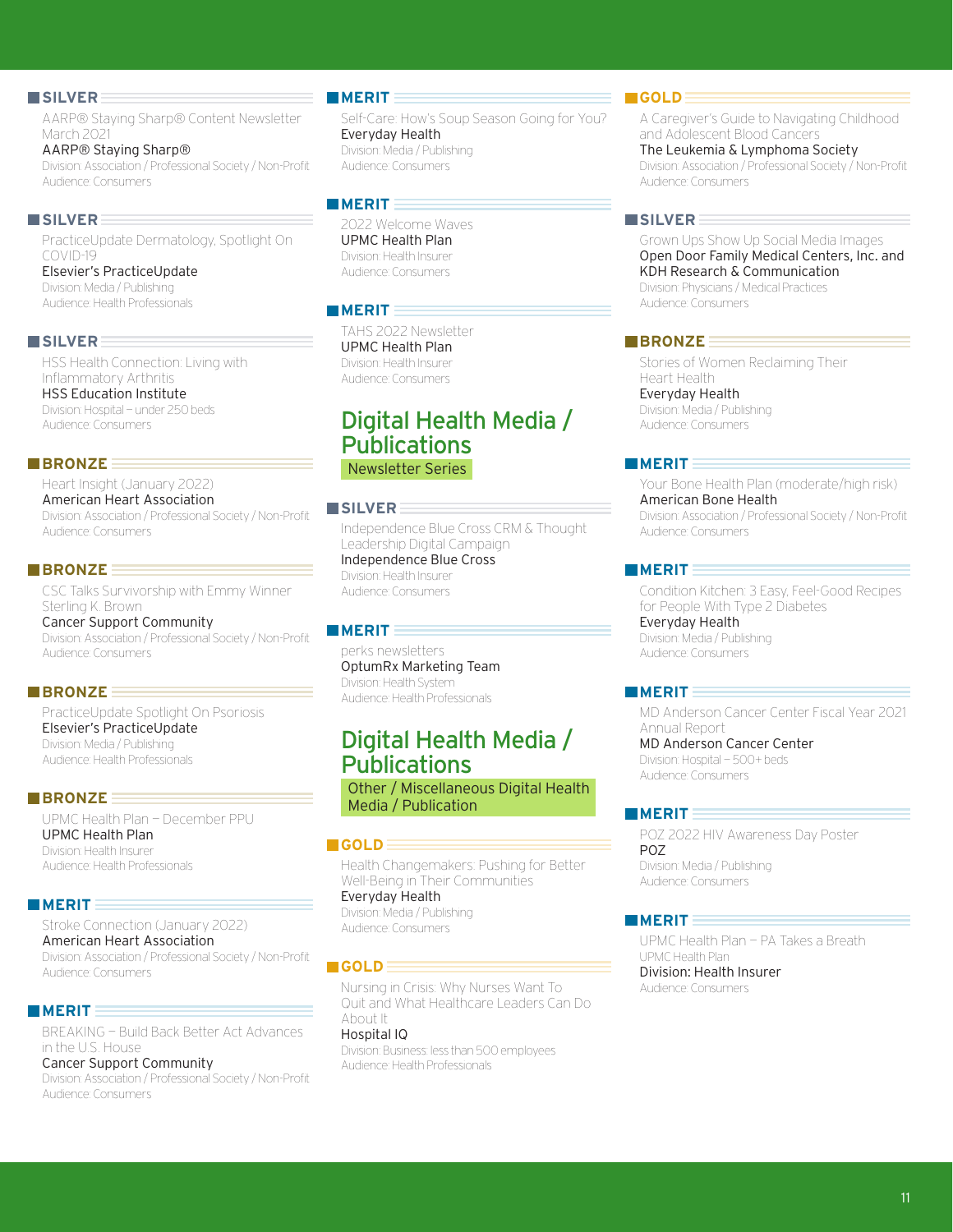**SILVER**

AARP® Staying Sharp® Content Newsletter March 2021
AARP® Staying Sharp®
Division: Association / Professional Society / Non-Profit
Audience: Consumers

**SILVER**

PracticeUpdate Dermatology, Spotlight On COVID-19
Elsevier's PracticeUpdate
Division: Media / Publishing
Audience: Health Professionals

**SILVER**

HSS Health Connection: Living with Inflammatory Arthritis
HSS Education Institute
Division: Hospital – under 250 beds
Audience: Consumers

**BRONZE**

Heart Insight (January 2022)
American Heart Association
Division: Association / Professional Society / Non-Profit
Audience: Consumers

**BRONZE**

CSC Talks Survivorship with Emmy Winner Sterling K. Brown
Cancer Support Community
Division: Association / Professional Society / Non-Profit
Audience: Consumers

**BRONZE**

PracticeUpdate Spotlight On Psoriosis
Elsevier's PracticeUpdate
Division: Media / Publishing
Audience: Health Professionals

**BRONZE**

UPMC Health Plan – December PPU
UPMC Health Plan
Division: Health Insurer
Audience: Health Professionals

**MERIT**

Stroke Connection (January 2022)
American Heart Association
Division: Association / Professional Society / Non-Profit
Audience: Consumers

**MERIT**

BREAKING – Build Back Better Act Advances in the U.S. House
Cancer Support Community
Division: Association / Professional Society / Non-Profit
Audience: Consumers

**MERIT**

Self-Care: How's Soup Season Going for You?
Everyday Health
Division: Media / Publishing
Audience: Consumers

**MERIT**

2022 Welcome Waves
UPMC Health Plan
Division: Health Insurer
Audience: Consumers

**MERIT**

TAHS 2022 Newsletter
UPMC Health Plan
Division: Health Insurer
Audience: Consumers

## Digital Health Media / Publications

### Newsletter Series

**SILVER**

Independence Blue Cross CRM & Thought Leadership Digital Campaign
Independence Blue Cross
Division: Health Insurer
Audience: Consumers

**MERIT**

perks newsletters
OptumRx Marketing Team
Division: Health System
Audience: Health Professionals

## Digital Health Media / Publications

### Other / Miscellaneous Digital Health Media / Publication

**GOLD**

Health Changemakers: Pushing for Better Well-Being in Their Communities
Everyday Health
Division: Media / Publishing
Audience: Consumers

**GOLD**

Nursing in Crisis: Why Nurses Want To Quit and What Healthcare Leaders Can Do About It
Hospital IQ
Division: Business: less than 500 employees
Audience: Health Professionals

**GOLD**

A Caregiver's Guide to Navigating Childhood and Adolescent Blood Cancers
The Leukemia & Lymphoma Society
Division: Association / Professional Society / Non-Profit
Audience: Consumers

**SILVER**

Grown Ups Show Up Social Media Images
Open Door Family Medical Centers, Inc. and KDH Research & Communication
Division: Physicians / Medical Practices
Audience: Consumers

**BRONZE**

Stories of Women Reclaiming Their Heart Health
Everyday Health
Division: Media / Publishing
Audience: Consumers

**MERIT**

Your Bone Health Plan (moderate/high risk)
American Bone Health
Division: Association / Professional Society / Non-Profit
Audience: Consumers

**MERIT**

Condition Kitchen: 3 Easy, Feel-Good Recipes for People With Type 2 Diabetes
Everyday Health
Division: Media / Publishing
Audience: Consumers

**MERIT**

MD Anderson Cancer Center Fiscal Year 2021 Annual Report
MD Anderson Cancer Center
Division: Hospital – 500+ beds
Audience: Consumers

**MERIT**

POZ 2022 HIV Awareness Day Poster
POZ
Division: Media / Publishing
Audience: Consumers

**MERIT**

UPMC Health Plan – PA Takes a Breath
UPMC Health Plan
Division: Health Insurer
Audience: Consumers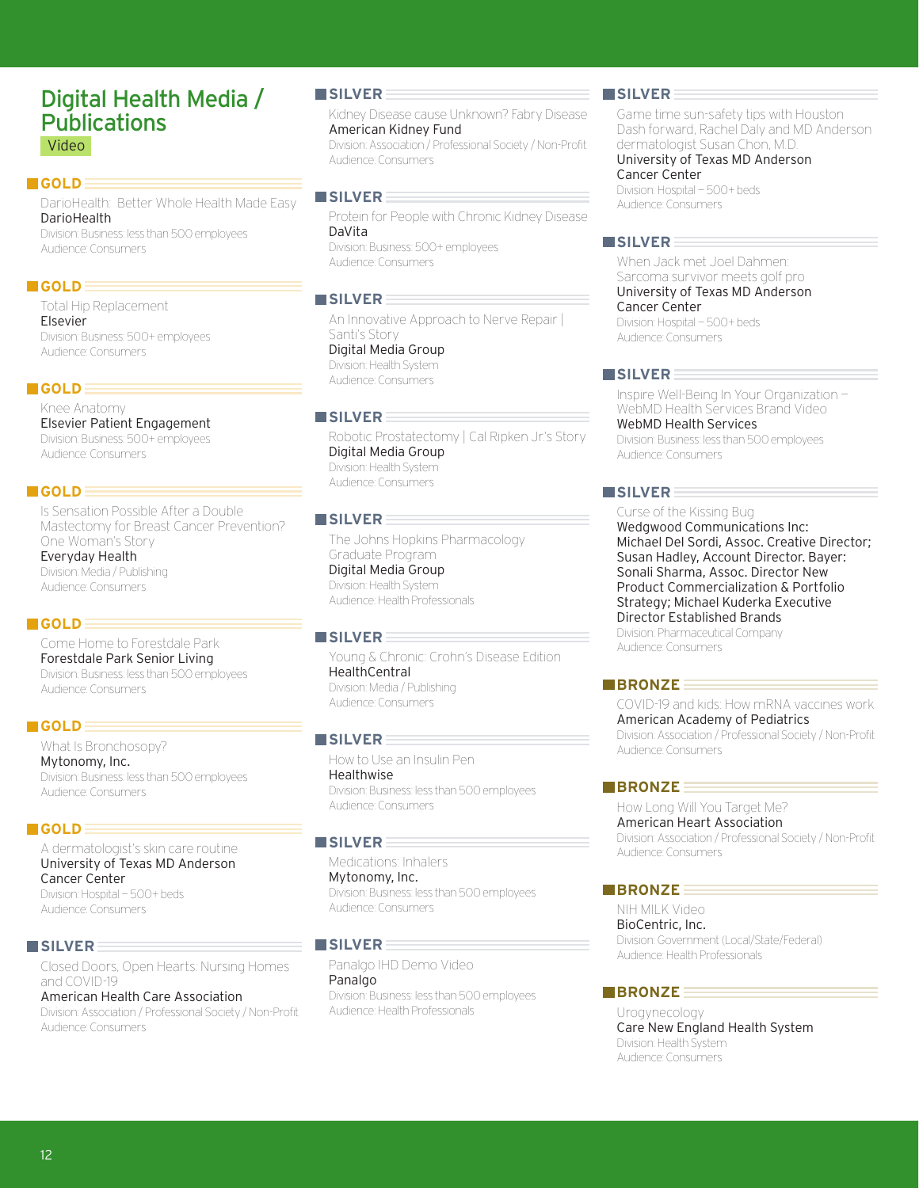# Digital Health Media / Publications

## Video

### GOLD

DarioHealth: Better Whole Health Made Easy
DarioHealth
Division: Business: less than 500 employees
Audience: Consumers

### GOLD

Total Hip Replacement
Elsevier
Division: Business: 500+ employees
Audience: Consumers

### GOLD

Knee Anatomy
Elsevier Patient Engagement
Division: Business: 500+ employees
Audience: Consumers

### GOLD

Is Sensation Possible After a Double Mastectomy for Breast Cancer Prevention? One Woman's Story
Everyday Health
Division: Media / Publishing
Audience: Consumers

### GOLD

Come Home to Forestdale Park
Forestdale Park Senior Living
Division: Business: less than 500 employees
Audience: Consumers

### GOLD

What Is Bronchosopy?
Mytonomy, Inc.
Division: Business: less than 500 employees
Audience: Consumers

### GOLD

A dermatologist's skin care routine
University of Texas MD Anderson Cancer Center
Division: Hospital – 500+ beds
Audience: Consumers

### SILVER

Closed Doors, Open Hearts: Nursing Homes and COVID-19
American Health Care Association
Division: Association / Professional Society / Non-Profit
Audience: Consumers

### SILVER

Kidney Disease cause Unknown? Fabry Disease
American Kidney Fund
Division: Association / Professional Society / Non-Profit
Audience: Consumers

### SILVER

Protein for People with Chronic Kidney Disease
DaVita
Division: Business: 500+ employees
Audience: Consumers

### SILVER

An Innovative Approach to Nerve Repair | Santi's Story
Digital Media Group
Division: Health System
Audience: Consumers

### SILVER

Robotic Prostatectomy | Cal Ripken Jr.'s Story
Digital Media Group
Division: Health System
Audience: Consumers

### SILVER

The Johns Hopkins Pharmacology Graduate Program
Digital Media Group
Division: Health System
Audience: Health Professionals

### SILVER

Young & Chronic: Crohn's Disease Edition
HealthCentral
Division: Media / Publishing
Audience: Consumers

### SILVER

How to Use an Insulin Pen
Healthwise
Division: Business: less than 500 employees
Audience: Consumers

### SILVER

Medications: Inhalers
Mytonomy, Inc.
Division: Business: less than 500 employees
Audience: Consumers

### SILVER

Panalgo IHD Demo Video
Panalgo
Division: Business: less than 500 employees
Audience: Health Professionals

### SILVER

Game time sun-safety tips with Houston Dash forward, Rachel Daly and MD Anderson dermatologist Susan Chon, M.D.
University of Texas MD Anderson Cancer Center
Division: Hospital – 500+ beds
Audience: Consumers

### SILVER

When Jack met Joel Dahmen: Sarcoma survivor meets golf pro
University of Texas MD Anderson Cancer Center
Division: Hospital – 500+ beds
Audience: Consumers

### SILVER

Inspire Well-Being In Your Organization – WebMD Health Services Brand Video
WebMD Health Services
Division: Business: less than 500 employees
Audience: Consumers

### SILVER

Curse of the Kissing Bug
Wedgwood Communications Inc: Michael Del Sordi, Assoc. Creative Director; Susan Hadley, Account Director. Bayer: Sonali Sharma, Assoc. Director New Product Commercialization & Portfolio Strategy; Michael Kuderka Executive Director Established Brands
Division: Pharmaceutical Company
Audience: Consumers

### BRONZE

COVID-19 and kids: How mRNA vaccines work
American Academy of Pediatrics
Division: Association / Professional Society / Non-Profit
Audience: Consumers

### BRONZE

How Long Will You Target Me?
American Heart Association
Division: Association / Professional Society / Non-Profit
Audience: Consumers

### BRONZE

NIH MILK Video
BioCentric, Inc.
Division: Government (Local/State/Federal)
Audience: Health Professionals

### BRONZE

Urogynecology
Care New England Health System
Division: Health System
Audience: Consumers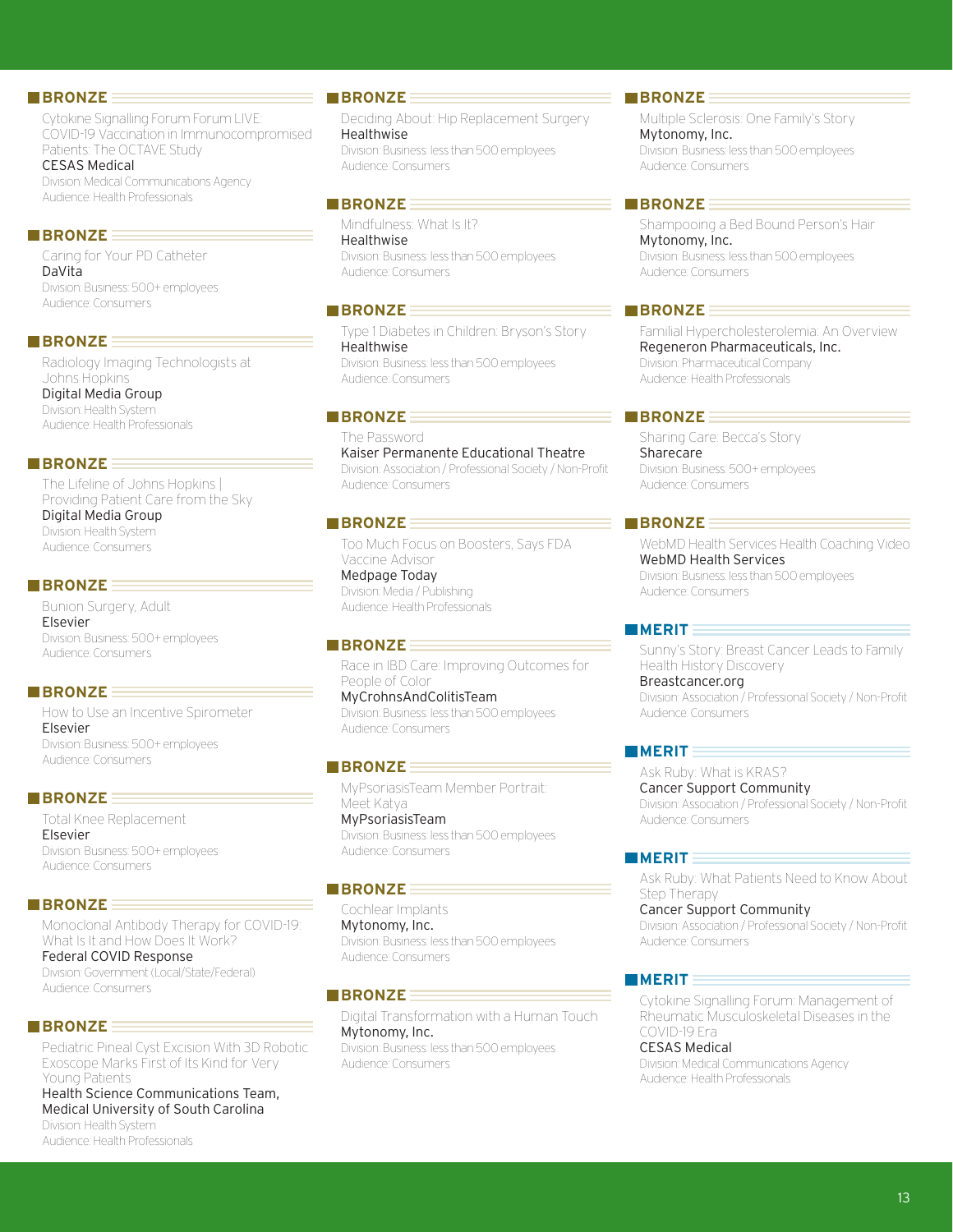### BRONZE

Cytokine Signalling Forum Forum LIVE: COVID-19 Vaccination in Immunocompromised Patients: The OCTAVE Study
CESAS Medical
Division: Medical Communications Agency
Audience: Health Professionals

### BRONZE

Caring for Your PD Catheter
DaVita
Division: Business: 500+ employees
Audience: Consumers

### BRONZE

Radiology Imaging Technologists at Johns Hopkins
Digital Media Group
Division: Health System
Audience: Health Professionals

### BRONZE

The Lifeline of Johns Hopkins | Providing Patient Care from the Sky
Digital Media Group
Division: Health System
Audience: Consumers

### BRONZE

Bunion Surgery, Adult
Elsevier
Division: Business: 500+ employees
Audience: Consumers

### BRONZE

How to Use an Incentive Spirometer
Elsevier
Division: Business: 500+ employees
Audience: Consumers

### BRONZE

Total Knee Replacement
Elsevier
Division: Business: 500+ employees
Audience: Consumers

### BRONZE

Monoclonal Antibody Therapy for COVID-19: What Is It and How Does It Work?
Federal COVID Response
Division: Government (Local/State/Federal)
Audience: Consumers

### BRONZE

Pediatric Pineal Cyst Excision With 3D Robotic Exoscope Marks First of Its Kind for Very Young Patients
Health Science Communications Team, Medical University of South Carolina
Division: Health System
Audience: Health Professionals

### BRONZE

Deciding About: Hip Replacement Surgery
Healthwise
Division: Business: less than 500 employees
Audience: Consumers

### BRONZE

Mindfulness: What Is It?
Healthwise
Division: Business: less than 500 employees
Audience: Consumers

### BRONZE

Type 1 Diabetes in Children: Bryson's Story
Healthwise
Division: Business: less than 500 employees
Audience: Consumers

### BRONZE

The Password
Kaiser Permanente Educational Theatre
Division: Association / Professional Society / Non-Profit
Audience: Consumers

### BRONZE

Too Much Focus on Boosters, Says FDA Vaccine Advisor
Medpage Today
Division: Media / Publishing
Audience: Health Professionals

### BRONZE

Race in IBD Care: Improving Outcomes for People of Color
MyCrohnsAndColitisTeam
Division: Business: less than 500 employees
Audience: Consumers

### BRONZE

MyPsoriasisTeam Member Portrait: Meet Katya
MyPsoriasisTeam
Division: Business: less than 500 employees
Audience: Consumers

### BRONZE

Cochlear Implants
Mytonomy, Inc.
Division: Business: less than 500 employees
Audience: Consumers

### BRONZE

Digital Transformation with a Human Touch
Mytonomy, Inc.
Division: Business: less than 500 employees
Audience: Consumers

### BRONZE

Multiple Sclerosis: One Family's Story
Mytonomy, Inc.
Division: Business: less than 500 employees
Audience: Consumers

### BRONZE

Shampooing a Bed Bound Person's Hair
Mytonomy, Inc.
Division: Business: less than 500 employees
Audience: Consumers

### BRONZE

Familial Hypercholesterolemia: An Overview
Regeneron Pharmaceuticals, Inc.
Division: Pharmaceutical Company
Audience: Health Professionals

### BRONZE

Sharing Care: Becca's Story
Sharecare
Division: Business: 500+ employees
Audience: Consumers

### BRONZE

WebMD Health Services Health Coaching Video
WebMD Health Services
Division: Business: less than 500 employees
Audience: Consumers

### MERIT

Sunny's Story: Breast Cancer Leads to Family Health History Discovery
Breastcancer.org
Division: Association / Professional Society / Non-Profit
Audience: Consumers

### MERIT

Ask Ruby: What is KRAS?
Cancer Support Community
Division: Association / Professional Society / Non-Profit
Audience: Consumers

### MERIT

Ask Ruby: What Patients Need to Know About Step Therapy
Cancer Support Community
Division: Association / Professional Society / Non-Profit
Audience: Consumers

### MERIT

Cytokine Signalling Forum: Management of Rheumatic Musculoskeletal Diseases in the COVID-19 Era
CESAS Medical
Division: Medical Communications Agency
Audience: Health Professionals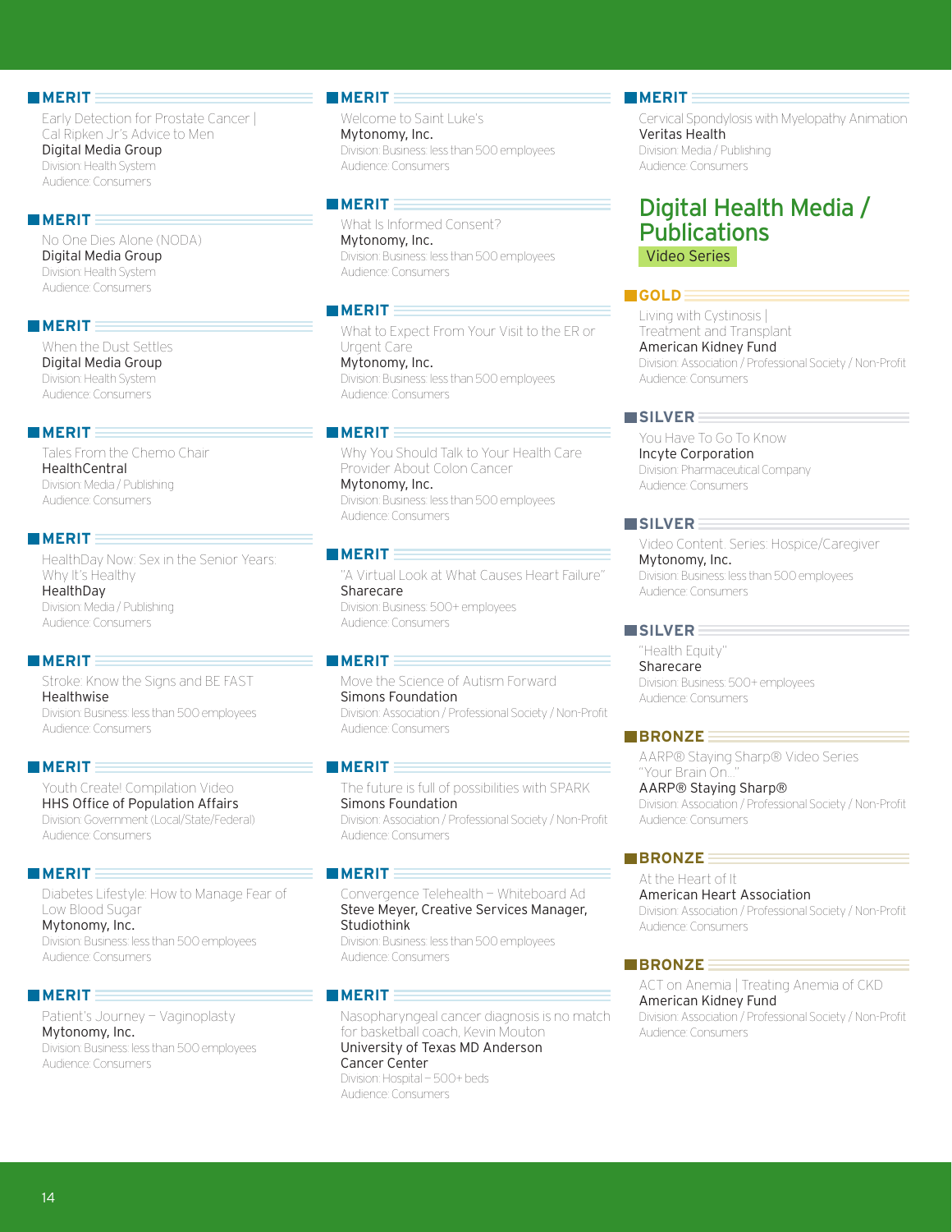**MERIT**

Early Detection for Prostate Cancer | Cal Ripken Jr.'s Advice to Men
Digital Media Group
Division: Health System
Audience: Consumers

**MERIT**

No One Dies Alone (NODA)
Digital Media Group
Division: Health System
Audience: Consumers

**MERIT**

When the Dust Settles
Digital Media Group
Division: Health System
Audience: Consumers

**MERIT**

Tales From the Chemo Chair
HealthCentral
Division: Media / Publishing
Audience: Consumers

**MERIT**

HealthDay Now: Sex in the Senior Years: Why It's Healthy
HealthDay
Division: Media / Publishing
Audience: Consumers

**MERIT**

Stroke: Know the Signs and BE FAST
Healthwise
Division: Business: less than 500 employees
Audience: Consumers

**MERIT**

Youth Create! Compilation Video
HHS Office of Population Affairs
Division: Government (Local/State/Federal)
Audience: Consumers

**MERIT**

Diabetes Lifestyle: How to Manage Fear of Low Blood Sugar
Mytonomy, Inc.
Division: Business: less than 500 employees
Audience: Consumers

**MERIT**

Patient's Journey – Vaginoplasty
Mytonomy, Inc.
Division: Business: less than 500 employees
Audience: Consumers

**MERIT**

Welcome to Saint Luke's
Mytonomy, Inc.
Division: Business: less than 500 employees
Audience: Consumers

**MERIT**

What Is Informed Consent?
Mytonomy, Inc.
Division: Business: less than 500 employees
Audience: Consumers

**MERIT**

What to Expect From Your Visit to the ER or Urgent Care
Mytonomy, Inc.
Division: Business: less than 500 employees
Audience: Consumers

**MERIT**

Why You Should Talk to Your Health Care Provider About Colon Cancer
Mytonomy, Inc.
Division: Business: less than 500 employees
Audience: Consumers

**MERIT**

"A Virtual Look at What Causes Heart Failure"
Sharecare
Division: Business: 500+ employees
Audience: Consumers

**MERIT**

Move the Science of Autism Forward
Simons Foundation
Division: Association / Professional Society / Non-Profit
Audience: Consumers

**MERIT**

The future is full of possibilities with SPARK
Simons Foundation
Division: Association / Professional Society / Non-Profit
Audience: Consumers

**MERIT**

Convergence Telehealth – Whiteboard Ad
Steve Meyer, Creative Services Manager, Studiothink
Division: Business: less than 500 employees
Audience: Consumers

**MERIT**

Nasopharyngeal cancer diagnosis is no match for basketball coach, Kevin Mouton
University of Texas MD Anderson Cancer Center
Division: Hospital – 500+ beds
Audience: Consumers

**MERIT**

Cervical Spondylosis with Myelopathy Animation
Veritas Health
Division: Media / Publishing
Audience: Consumers

# Digital Health Media / Publications

## Video Series

**GOLD**

Living with Cystinosis | Treatment and Transplant
American Kidney Fund
Division: Association / Professional Society / Non-Profit
Audience: Consumers

**SILVER**

You Have To Go To Know
Incyte Corporation
Division: Pharmaceutical Company
Audience: Consumers

**SILVER**

Video Content. Series: Hospice/Caregiver
Mytonomy, Inc.
Division: Business: less than 500 employees
Audience: Consumers

**SILVER**

"Health Equity"
Sharecare
Division: Business: 500+ employees
Audience: Consumers

**BRONZE**

AARP® Staying Sharp® Video Series "Your Brain On..."
AARP® Staying Sharp®
Division: Association / Professional Society / Non-Profit
Audience: Consumers

**BRONZE**

At the Heart of It
American Heart Association
Division: Association / Professional Society / Non-Profit
Audience: Consumers

**BRONZE**

ACT on Anemia | Treating Anemia of CKD
American Kidney Fund
Division: Association / Professional Society / Non-Profit
Audience: Consumers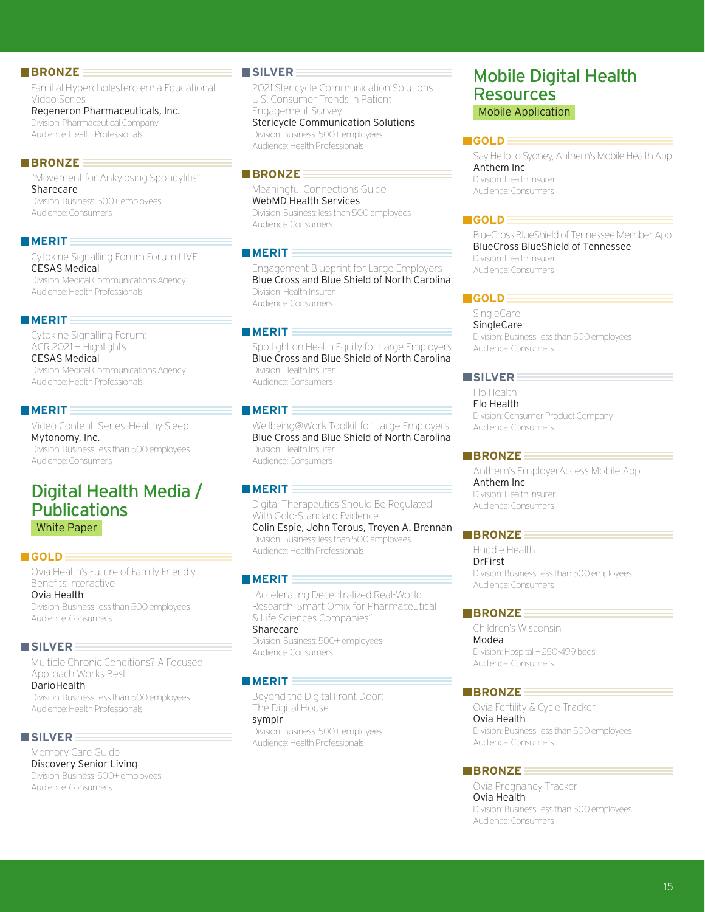**BRONZE**

Familial Hypercholesterolemia Educational Video Series
Regeneron Pharmaceuticals, Inc.
Division: Pharmaceutical Company
Audience: Health Professionals

**BRONZE**

"Movement for Ankylosing Spondylitis"
Sharecare
Division: Business: 500+ employees
Audience: Consumers

**MERIT**

Cytokine Signalling Forum Forum LIVE
CESAS Medical
Division: Medical Communications Agency
Audience: Health Professionals

**MERIT**

Cytokine Signalling Forum: ACR 2021 – Highlights
CESAS Medical
Division: Medical Communications Agency
Audience: Health Professionals

**MERIT**

Video Content: Series: Healthy Sleep
Mytonomy, Inc.
Division: Business: less than 500 employees
Audience: Consumers

## Digital Health Media / Publications

White Paper

**GOLD**

Ovia Health's Future of Family Friendly Benefits Interactive
Ovia Health
Division: Business: less than 500 employees
Audience: Consumers

**SILVER**

Multiple Chronic Conditions? A Focused Approach Works Best
DarioHealth
Division: Business: less than 500 employees
Audience: Health Professionals

**SILVER**

Memory Care Guide
Discovery Senior Living
Division: Business: 500+ employees
Audience: Consumers

**SILVER**

2021 Stericycle Communication Solutions U.S. Consumer Trends in Patient Engagement Survey
Stericycle Communication Solutions
Division: Business: 500+ employees
Audience: Health Professionals

**BRONZE**

Meaningful Connections Guide
WebMD Health Services
Division: Business: less than 500 employees
Audience: Consumers

**MERIT**

Engagement Blueprint for Large Employers
Blue Cross and Blue Shield of North Carolina
Division: Health Insurer
Audience: Consumers

**MERIT**

Spotlight on Health Equity for Large Employers
Blue Cross and Blue Shield of North Carolina
Division: Health Insurer
Audience: Consumers

**MERIT**

Wellbeing@Work Toolkit for Large Employers
Blue Cross and Blue Shield of North Carolina
Division: Health Insurer
Audience: Consumers

**MERIT**

Digital Therapeutics Should Be Regulated With Gold-Standard Evidence
Colin Espie, John Torous, Troyen A. Brennan
Division: Business: less than 500 employees
Audience: Health Professionals

**MERIT**

"Accelerating Decentralized Real-World Research: Smart Omix for Pharmaceutical & Life Sciences Companies"
Sharecare
Division: Business: 500+ employees
Audience: Consumers

**MERIT**

Beyond the Digital Front Door: The Digital House
symplr
Division: Business: 500+ employees
Audience: Health Professionals

## Mobile Digital Health Resources

Mobile Application

**GOLD**

Say Hello to Sydney, Anthem's Mobile Health App
Anthem Inc
Division: Health Insurer
Audience: Consumers

**GOLD**

BlueCross BlueShield of Tennessee Member App
BlueCross BlueShield of Tennessee
Division: Health Insurer
Audience: Consumers

**GOLD**

SingleCare
SingleCare
Division: Business: less than 500 employees
Audience: Consumers

**SILVER**

Flo Health
Flo Health
Division: Consumer Product Company
Audience: Consumers

**BRONZE**

Anthem's EmployerAccess Mobile App
Anthem Inc
Division: Health Insurer
Audience: Consumers

**BRONZE**

Huddle Health
DrFirst
Division: Business: less than 500 employees
Audience: Consumers

**BRONZE**

Children's Wisconsin
Modea
Division: Hospital – 250-499 beds
Audience: Consumers

**BRONZE**

Ovia Fertility & Cycle Tracker
Ovia Health
Division: Business: less than 500 employees
Audience: Consumers

**BRONZE**

Ovia Pregnancy Tracker
Ovia Health
Division: Business: less than 500 employees
Audience: Consumers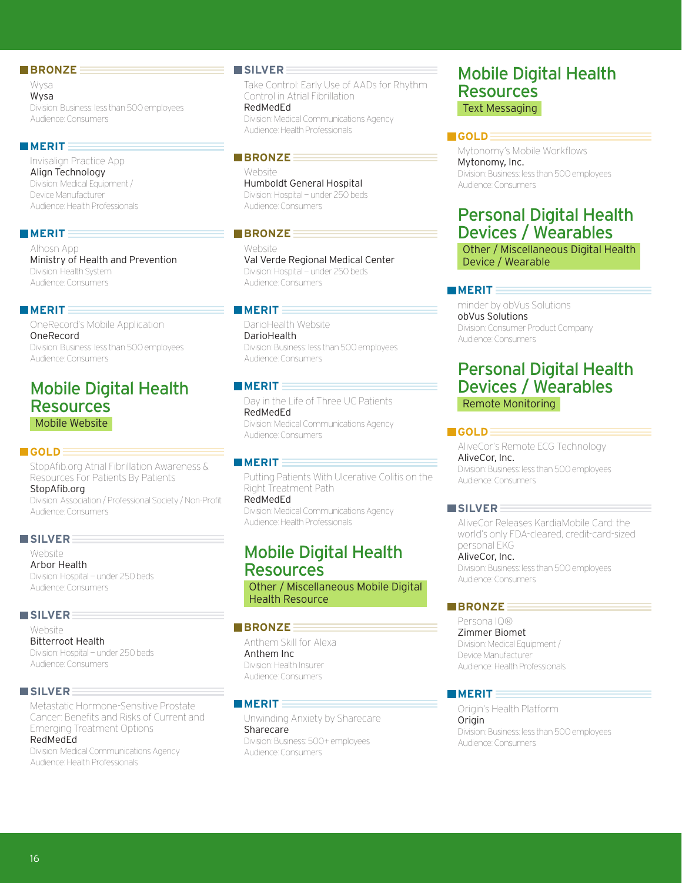### BRONZE

Wysa
Wysa
Division: Business: less than 500 employees
Audience: Consumers

### MERIT

Invisalign Practice App
Align Technology
Division: Medical Equipment / Device Manufacturer
Audience: Health Professionals

### MERIT

Alhosn App
Ministry of Health and Prevention
Division: Health System
Audience: Consumers

### MERIT

OneRecord's Mobile Application
OneRecord
Division: Business: less than 500 employees
Audience: Consumers

## Mobile Digital Health Resources

**Mobile Website**

### GOLD

StopAfib.org Atrial Fibrillation Awareness & Resources For Patients By Patients
StopAfib.org
Division: Association / Professional Society / Non-Profit
Audience: Consumers

### SILVER

Website
Arbor Health
Division: Hospital – under 250 beds
Audience: Consumers

### SILVER

Website
Bitterroot Health
Division: Hospital – under 250 beds
Audience: Consumers

### SILVER

Metastatic Hormone-Sensitive Prostate Cancer: Benefits and Risks of Current and Emerging Treatment Options
RedMedEd
Division: Medical Communications Agency
Audience: Health Professionals

### SILVER

Take Control: Early Use of AADs for Rhythm Control in Atrial Fibrillation
RedMedEd
Division: Medical Communications Agency
Audience: Health Professionals

### BRONZE

Website
Humboldt General Hospital
Division: Hospital – under 250 beds
Audience: Consumers

### BRONZE

Website
Val Verde Regional Medical Center
Division: Hospital – under 250 beds
Audience: Consumers

### MERIT

DarioHealth Website
DarioHealth
Division: Business: less than 500 employees
Audience: Consumers

### MERIT

Day in the Life of Three UC Patients
RedMedEd
Division: Medical Communications Agency
Audience: Consumers

### MERIT

Putting Patients With Ulcerative Colitis on the Right Treatment Path
RedMedEd
Division: Medical Communications Agency
Audience: Health Professionals

## Mobile Digital Health Resources

**Other / Miscellaneous Mobile Digital Health Resource**

### BRONZE

Anthem Skill for Alexa
Anthem Inc
Division: Health Insurer
Audience: Consumers

### MERIT

Unwinding Anxiety by Sharecare
Sharecare
Division: Business: 500+ employees
Audience: Consumers

## Mobile Digital Health Resources

**Text Messaging**

### GOLD

Mytonomy's Mobile Workflows
Mytonomy, Inc.
Division: Business: less than 500 employees
Audience: Consumers

## Personal Digital Health Devices / Wearables

**Other / Miscellaneous Digital Health Device / Wearable**

### MERIT

minder by obVus Solutions
obVus Solutions
Division: Consumer Product Company
Audience: Consumers

## Personal Digital Health Devices / Wearables

**Remote Monitoring**

### GOLD

AliveCor's Remote ECG Technology
AliveCor, Inc.
Division: Business: less than 500 employees
Audience: Consumers

### SILVER

AliveCor Releases KardiaMobile Card: the world's only FDA-cleared, credit-card-sized personal EKG
AliveCor, Inc.
Division: Business: less than 500 employees
Audience: Consumers

### BRONZE

Persona IQ®
Zimmer Biomet
Division: Medical Equipment / Device Manufacturer
Audience: Health Professionals

### MERIT

Origin's Health Platform
Origin
Division: Business: less than 500 employees
Audience: Consumers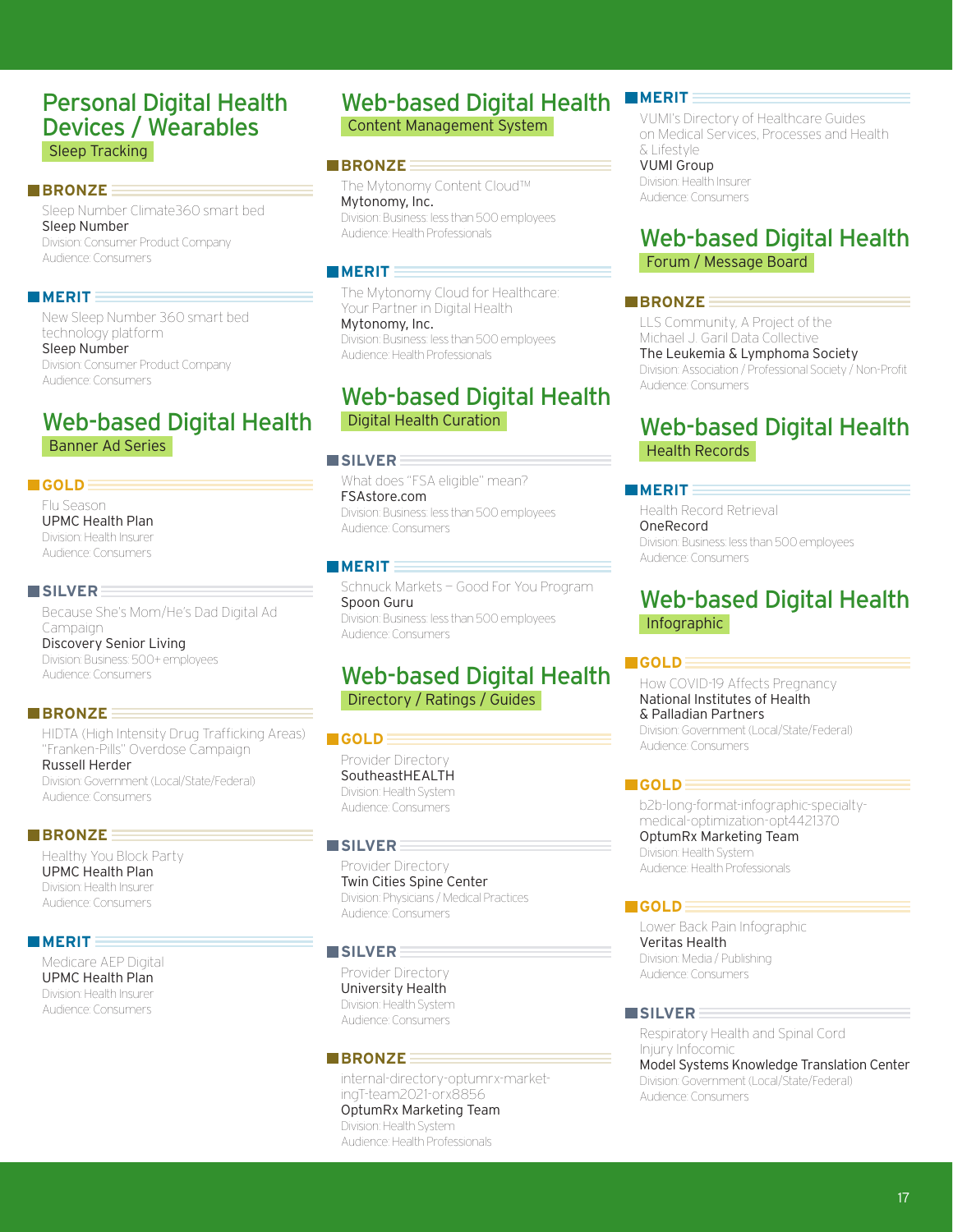## Personal Digital Health Devices / Wearables

### Sleep Tracking

**BRONZE**

Sleep Number Climate360 smart bed
Sleep Number
Division: Consumer Product Company
Audience: Consumers

**MERIT**

New Sleep Number 360 smart bed technology platform
Sleep Number
Division: Consumer Product Company
Audience: Consumers

## Web-based Digital Health

### Banner Ad Series

**GOLD**

Flu Season
UPMC Health Plan
Division: Health Insurer
Audience: Consumers

**SILVER**

Because She's Mom/He's Dad Digital Ad Campaign
Discovery Senior Living
Division: Business: 500+ employees
Audience: Consumers

**BRONZE**

HIDTA (High Intensity Drug Trafficking Areas) "Franken-Pills" Overdose Campaign
Russell Herder
Division: Government (Local/State/Federal)
Audience: Consumers

**BRONZE**

Healthy You Block Party
UPMC Health Plan
Division: Health Insurer
Audience: Consumers

**MERIT**

Medicare AEP Digital
UPMC Health Plan
Division: Health Insurer
Audience: Consumers

## Web-based Digital Health

### Content Management System

**BRONZE**

The Mytonomy Content Cloud™
Mytonomy, Inc.
Division: Business: less than 500 employees
Audience: Health Professionals

**MERIT**

The Mytonomy Cloud for Healthcare: Your Partner in Digital Health
Mytonomy, Inc.
Division: Business: less than 500 employees
Audience: Health Professionals

## Web-based Digital Health

### Digital Health Curation

**SILVER**

What does "FSA eligible" mean?
FSAstore.com
Division: Business: less than 500 employees
Audience: Consumers

**MERIT**

Schnuck Markets – Good For You Program
Spoon Guru
Division: Business: less than 500 employees
Audience: Consumers

## Web-based Digital Health

### Directory / Ratings / Guides

**GOLD**

Provider Directory
SoutheastHEALTH
Division: Health System
Audience: Consumers

**SILVER**

Provider Directory
Twin Cities Spine Center
Division: Physicians / Medical Practices
Audience: Consumers

**SILVER**

Provider Directory
University Health
Division: Health System
Audience: Consumers

**BRONZE**

internal-directory-optumrx-marketingT-team2021-orx8856
OptumRx Marketing Team
Division: Health System
Audience: Health Professionals

**MERIT**

VUMI's Directory of Healthcare Guides on Medical Services, Processes and Health & Lifestyle
VUMI Group
Division: Health Insurer
Audience: Consumers

## Web-based Digital Health

### Forum / Message Board

**BRONZE**

LLS Community, A Project of the Michael J. Garil Data Collective
The Leukemia & Lymphoma Society
Division: Association / Professional Society / Non-Profit
Audience: Consumers

## Web-based Digital Health

### Health Records

**MERIT**

Health Record Retrieval
OneRecord
Division: Business: less than 500 employees
Audience: Consumers

## Web-based Digital Health

### Infographic

**GOLD**

How COVID-19 Affects Pregnancy
National Institutes of Health & Palladian Partners
Division: Government (Local/State/Federal)
Audience: Consumers

**GOLD**

b2b-long-format-infographic-specialty-medical-optimization-opt4421370
OptumRx Marketing Team
Division: Health System
Audience: Health Professionals

**GOLD**

Lower Back Pain Infographic
Veritas Health
Division: Media / Publishing
Audience: Consumers

**SILVER**

Respiratory Health and Spinal Cord Injury Infocomic
Model Systems Knowledge Translation Center
Division: Government (Local/State/Federal)
Audience: Consumers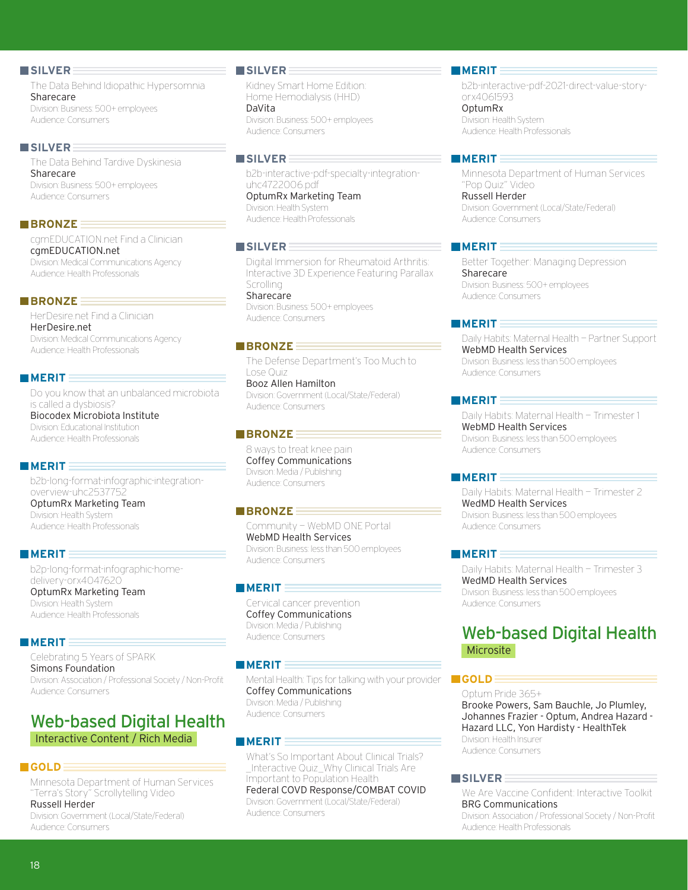### SILVER

The Data Behind Idiopathic Hypersomnia
Sharecare
Division: Business: 500+ employees
Audience: Consumers

### SILVER

The Data Behind Tardive Dyskinesia
Sharecare
Division: Business: 500+ employees
Audience: Consumers

### BRONZE

cgmEDUCATION.net Find a Clinician
cgmEDUCATION.net
Division: Medical Communications Agency
Audience: Health Professionals

### BRONZE

HerDesire.net Find a Clinician
HerDesire.net
Division: Medical Communications Agency
Audience: Health Professionals

### MERIT

Do you know that an unbalanced microbiota is called a dysbiosis?
Biocodex Microbiota Institute
Division: Educational Institution
Audience: Health Professionals

### MERIT

b2b-long-format-infographic-integration-overview-uhc2537752
OptumRx Marketing Team
Division: Health System
Audience: Health Professionals

### MERIT

b2p-long-format-infographic-home-delivery-orx4047620
OptumRx Marketing Team
Division: Health System
Audience: Health Professionals

### MERIT

Celebrating 5 Years of SPARK
Simons Foundation
Division: Association / Professional Society / Non-Profit
Audience: Consumers

## Web-based Digital Health

Interactive Content / Rich Media

### GOLD

Minnesota Department of Human Services "Terra's Story" Scrollytelling Video
Russell Herder
Division: Government (Local/State/Federal)
Audience: Consumers

### SILVER

Kidney Smart Home Edition: Home Hemodialysis (HHD)
DaVita
Division: Business: 500+ employees
Audience: Consumers

### SILVER

b2b-interactive-pdf-specialty-integration-uhc4722006.pdf
OptumRx Marketing Team
Division: Health System
Audience: Health Professionals

### SILVER

Digital Immersion for Rheumatoid Arthritis: Interactive 3D Experience Featuring Parallax Scrolling
Sharecare
Division: Business: 500+ employees
Audience: Consumers

### BRONZE

The Defense Department's Too Much to Lose Quiz
Booz Allen Hamilton
Division: Government (Local/State/Federal)
Audience: Consumers

### BRONZE

8 ways to treat knee pain
Coffey Communications
Division: Media / Publishing
Audience: Consumers

### BRONZE

Community – WebMD ONE Portal
WebMD Health Services
Division: Business: less than 500 employees
Audience: Consumers

### MERIT

Cervical cancer prevention
Coffey Communications
Division: Media / Publishing
Audience: Consumers

### MERIT

Mental Health: Tips for talking with your provider
Coffey Communications
Division: Media / Publishing
Audience: Consumers

### MERIT

What's So Important About Clinical Trials? _Interactive Quiz_Why Clinical Trials Are Important to Population Health
Federal COVD Response/COMBAT COVID
Division: Government (Local/State/Federal)
Audience: Consumers

### MERIT

b2b-interactive-pdf-2021-direct-value-story-orx4061593
OptumRx
Division: Health System
Audience: Health Professionals

### MERIT

Minnesota Department of Human Services "Pop Quiz" Video
Russell Herder
Division: Government (Local/State/Federal)
Audience: Consumers

### MERIT

Better Together: Managing Depression
Sharecare
Division: Business: 500+ employees
Audience: Consumers

### MERIT

Daily Habits: Maternal Health – Partner Support
WebMD Health Services
Division: Business: less than 500 employees
Audience: Consumers

### MERIT

Daily Habits: Maternal Health – Trimester 1
WebMD Health Services
Division: Business: less than 500 employees
Audience: Consumers

### MERIT

Daily Habits: Maternal Health – Trimester 2
WedMD Health Services
Division: Business: less than 500 employees
Audience: Consumers

### MERIT

Daily Habits: Maternal Health – Trimester 3
WedMD Health Services
Division: Business: less than 500 employees
Audience: Consumers

## Web-based Digital Health

Microsite

### GOLD

Optum Pride 365+
Brooke Powers, Sam Bauchle, Jo Plumley, Johannes Frazier - Optum, Andrea Hazard - Hazard LLC, Yon Hardisty - HealthTek
Division: Health Insurer
Audience: Consumers

### SILVER

We Are Vaccine Confident: Interactive Toolkit
BRG Communications
Division: Association / Professional Society / Non-Profit
Audience: Health Professionals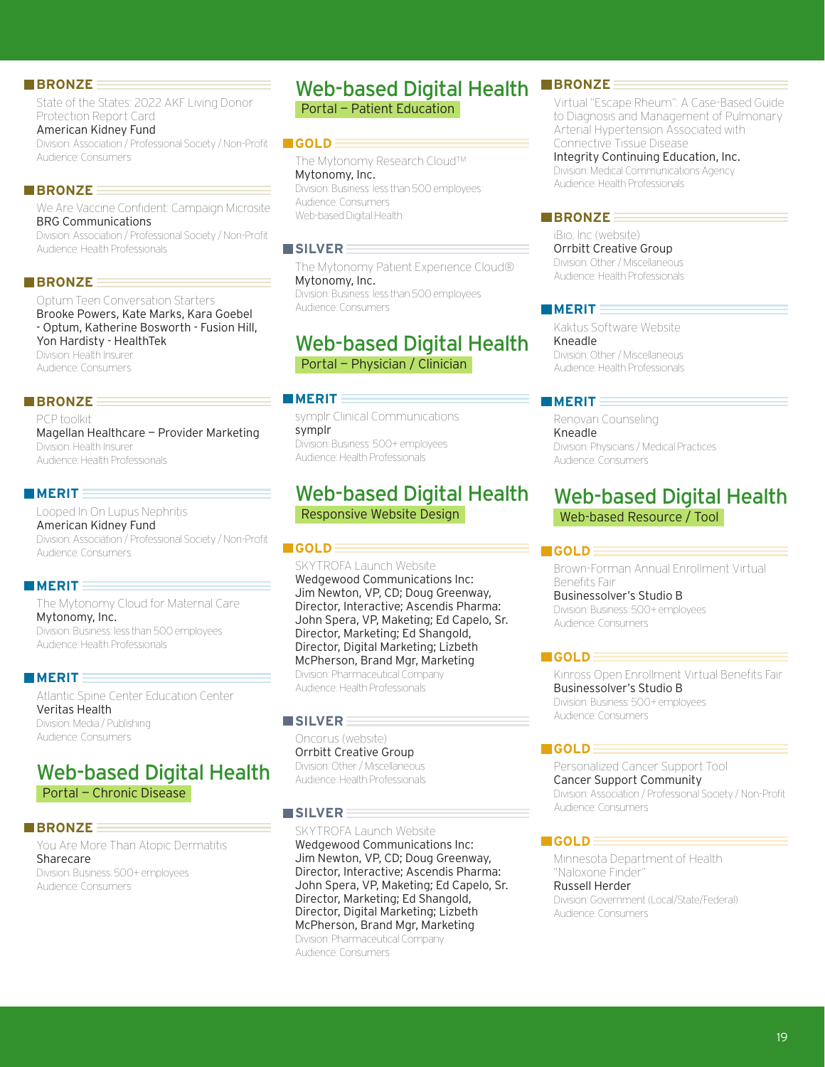**BRONZE**

State of the States: 2022 AKF Living Donor Protection Report Card
American Kidney Fund
Division: Association / Professional Society / Non-Profit
Audience: Consumers

**BRONZE**

We Are Vaccine Confident: Campaign Microsite
BRG Communications
Division: Association / Professional Society / Non-Profit
Audience: Health Professionals

**BRONZE**

Optum Teen Conversation Starters
Brooke Powers, Kate Marks, Kara Goebel - Optum, Katherine Bosworth - Fusion Hill, Yon Hardisty - HealthTek
Division: Health Insurer
Audience: Consumers

**BRONZE**

PCP toolkit
Magellan Healthcare – Provider Marketing
Division: Health Insurer
Audience: Health Professionals

**MERIT**

Looped In On Lupus Nephritis
American Kidney Fund
Division: Association / Professional Society / Non-Profit
Audience: Consumers

**MERIT**

The Mytonomy Cloud for Maternal Care
Mytonomy, Inc.
Division: Business: less than 500 employees
Audience: Health Professionals

**MERIT**

Atlantic Spine Center Education Center
Veritas Health
Division: Media / Publishing
Audience: Consumers

## Web-based Digital Health
### Portal – Chronic Disease

**BRONZE**

You Are More Than Atopic Dermatitis
Sharecare
Division: Business: 500+ employees
Audience: Consumers

## Web-based Digital Health
### Portal – Patient Education

**GOLD**

The Mytonomy Research Cloud™
Mytonomy, Inc.
Division: Business: less than 500 employees
Audience: Consumers
Web-based Digital Health

**SILVER**

The Mytonomy Patient Experience Cloud®
Mytonomy, Inc.
Division: Business: less than 500 employees
Audience: Consumers

## Web-based Digital Health
### Portal – Physician / Clinician

**MERIT**

symplr Clinical Communications
symplr
Division: Business: 500+ employees
Audience: Health Professionals

## Web-based Digital Health
### Responsive Website Design

**GOLD**

SKYTROFA Launch Website
Wedgewood Communications Inc: Jim Newton, VP, CD; Doug Greenway, Director, Interactive; Ascendis Pharma: John Spera, VP, Maketing; Ed Capelo, Sr. Director, Marketing; Ed Shangold, Director, Digital Marketing; Lizbeth McPherson, Brand Mgr, Marketing
Division: Pharmaceutical Company
Audience: Health Professionals

**SILVER**

Oncorus (website)
Orrbitt Creative Group
Division: Other / Miscellaneous
Audience: Health Professionals

**SILVER**

SKYTROFA Launch Website
Wedgewood Communications Inc: Jim Newton, VP, CD; Doug Greenway, Director, Interactive; Ascendis Pharma: John Spera, VP, Maketing; Ed Capelo, Sr. Director, Marketing; Ed Shangold, Director, Digital Marketing; Lizbeth McPherson, Brand Mgr, Marketing
Division: Pharmaceutical Company
Audience: Consumers

**BRONZE**

Virtual "Escape Rheum": A Case-Based Guide to Diagnosis and Management of Pulmonary Arterial Hypertension Associated with Connective Tissue Disease
Integrity Continuing Education, Inc.
Division: Medical Communications Agency
Audience: Health Professionals

**BRONZE**

iBio, Inc (website)
Orrbitt Creative Group
Division: Other / Miscellaneous
Audience: Health Professionals

**MERIT**

Kaktus Software Website
Kneadle
Division: Other / Miscellaneous
Audience: Health Professionals

**MERIT**

Renovari Counseling
Kneadle
Division: Physicians / Medical Practices
Audience: Consumers

## Web-based Digital Health
### Web-based Resource / Tool

**GOLD**

Brown-Forman Annual Enrollment Virtual Benefits Fair
Businessolver's Studio B
Division: Business: 500+ employees
Audience: Consumers

**GOLD**

Kinross Open Enrollment Virtual Benefits Fair
Businessolver's Studio B
Division: Business: 500+ employees
Audience: Consumers

**GOLD**

Personalized Cancer Support Tool
Cancer Support Community
Division: Association / Professional Society / Non-Profit
Audience: Consumers

**GOLD**

Minnesota Department of Health "Naloxone Finder"
Russell Herder
Division: Government (Local/State/Federal)
Audience: Consumers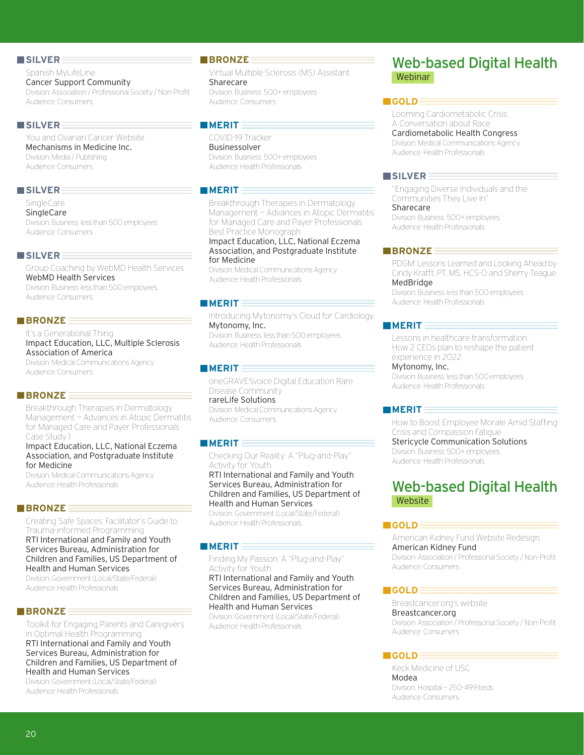**SILVER**

Spanish MyLifeLine
Cancer Support Community
Division: Association / Professional Society / Non-Profit
Audience: Consumers

**SILVER**

You and Ovarian Cancer Website
Mechanisms in Medicine Inc.
Division: Media / Publishing
Audience: Consumers

**SILVER**

SingleCare
SingleCare
Division: Business: less than 500 employees
Audience: Consumers

**SILVER**

Group Coaching by WebMD Health Services
WebMD Health Services
Division: Business: less than 500 employees
Audience: Consumers

**BRONZE**

It's a Generational Thing
Impact Education, LLC, Multiple Sclerosis Association of America
Division: Medical Communications Agency
Audience: Consumers

**BRONZE**

Breakthrough Therapies in Dermatology Management – Advances in Atopic Dermatitis for Managed Care and Payer Professionals Case Study 1
Impact Education, LLC, National Eczema Association, and Postgraduate Institute for Medicine
Division: Medical Communications Agency
Audience: Health Professionals

**BRONZE**

Creating Safe Spaces: Facilitator's Guide to Trauma-informed Programming
RTI International and Family and Youth Services Bureau, Administration for Children and Families, US Department of Health and Human Services
Division: Government (Local/State/Federal)
Audience: Health Professionals

**BRONZE**

Toolkit for Engaging Parents and Caregivers in Optimal Health Programming
RTI International and Family and Youth Services Bureau, Administration for Children and Families, US Department of Health and Human Services
Division: Government (Local/State/Federal)
Audience: Health Professionals

**BRONZE**

Virtual Multiple Sclerosis (MS) Assistant
Sharecare
Division: Business: 500+ employees
Audience: Consumers

**MERIT**

COVID-19 Tracker
Businessolver
Division: Business: 500+ employees
Audience: Health Professionals

**MERIT**

Breakthrough Therapies in Dermatology Management – Advances in Atopic Dermatitis for Managed Care and Payer Professionals Best Practice Monograph
Impact Education, LLC, National Eczema Association, and Postgraduate Institute for Medicine
Division: Medical Communications Agency
Audience: Health Professionals

**MERIT**

Introducing Mytonomy's Cloud for Cardiology
Mytonomy, Inc.
Division: Business: less than 500 employees
Audience: Health Professionals

**MERIT**

oneGRAVESvoice Digital Education Rare Disease Community
rareLife Solutions
Division: Medical Communications Agency
Audience: Consumers

**MERIT**

Checking Our Reality: A "Plug-and-Play" Activity for Youth
RTI International and Family and Youth Services Bureau, Administration for Children and Families, US Department of Health and Human Services
Division: Government (Local/State/Federal)
Audience: Health Professionals

**MERIT**

Finding My Passion: A "Plug-and-Play" Activity for Youth
RTI International and Family and Youth Services Bureau, Administration for Children and Families, US Department of Health and Human Services
Division: Government (Local/State/Federal)
Audience: Health Professionals

## Web-based Digital Health
### Webinar

**GOLD**

Looming Cardiometabolic Crisis: A Conversation about Race
Cardiometabolic Health Congress
Division: Medical Communications Agency
Audience: Health Professionals

**SILVER**

"Engaging Diverse Individuals and the Communities They Live In"
Sharecare
Division: Business: 500+ employees
Audience: Health Professionals

**BRONZE**

PDGM: Lessons Learned and Looking Ahead by Cindy Krafft, PT, MS, HCS-O and Sherry Teague
MedBridge
Division: Business: less than 500 employees
Audience: Health Professionals

**MERIT**

Lessons in healthcare transformation: How 2 CEOs plan to reshape the patient experience in 2022
Mytonomy, Inc.
Division: Business: less than 500 employees
Audience: Health Professionals

**MERIT**

How to Boost Employee Morale Amid Staffing Crisis and Compassion Fatigue
Stericycle Communication Solutions
Division: Business: 500+ employees
Audience: Health Professionals

## Web-based Digital Health
### Website

**GOLD**

American Kidney Fund Website Redesign
American Kidney Fund
Division: Association / Professional Society / Non-Profit
Audience: Consumers

**GOLD**

Breastcancer.org's website
Breastcancer.org
Division: Association / Professional Society / Non-Profit
Audience: Consumers

**GOLD**

Keck Medicine of USC
Modea
Division: Hospital – 250-499 beds
Audience: Consumers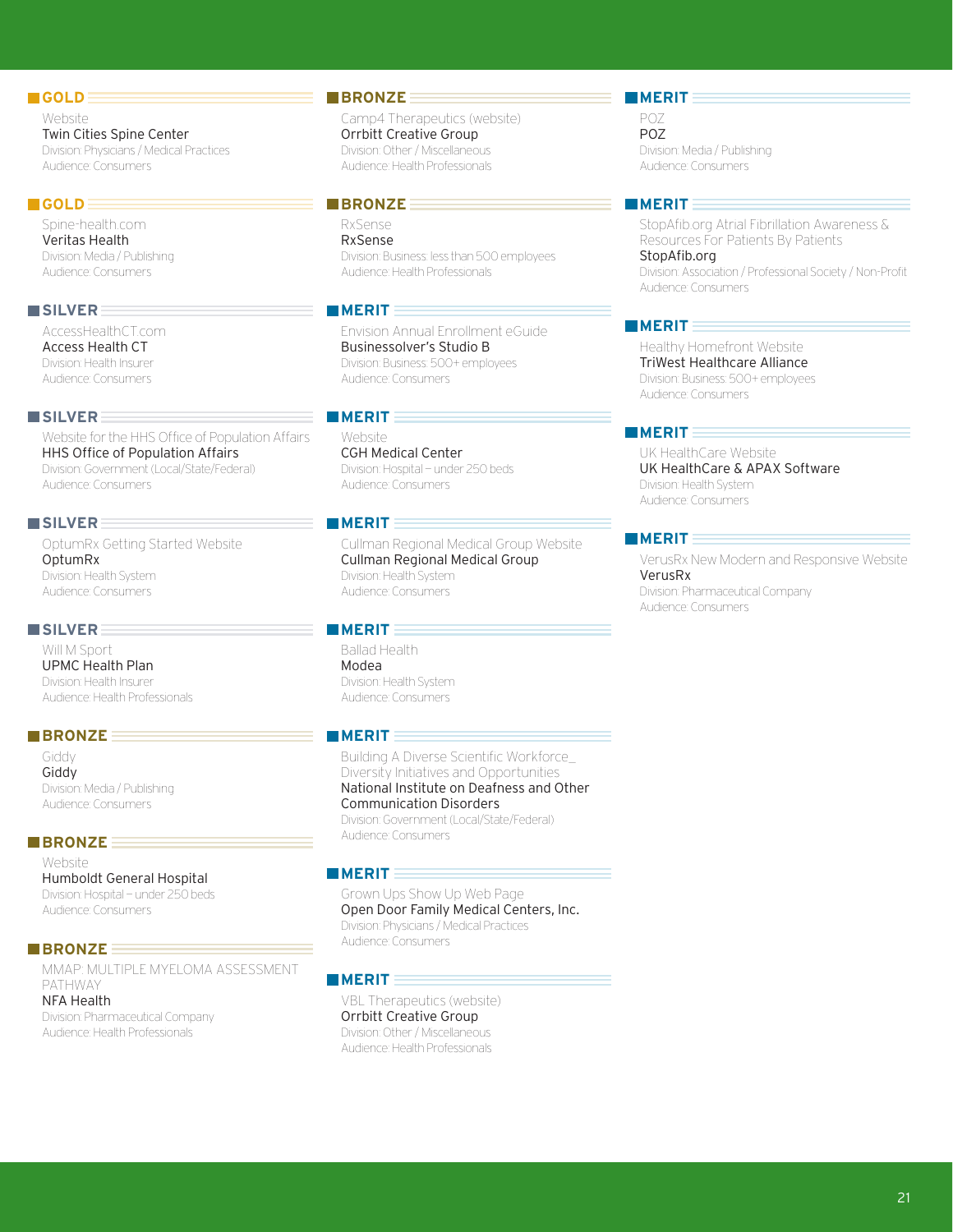### GOLD

Website
Twin Cities Spine Center
Division: Physicians / Medical Practices
Audience: Consumers

### GOLD

Spine-health.com
Veritas Health
Division: Media / Publishing
Audience: Consumers

### SILVER

AccessHealthCT.com
Access Health CT
Division: Health Insurer
Audience: Consumers

### SILVER

Website for the HHS Office of Population Affairs
HHS Office of Population Affairs
Division: Government (Local/State/Federal)
Audience: Consumers

### SILVER

OptumRx Getting Started Website
OptumRx
Division: Health System
Audience: Consumers

### SILVER

Will M Sport
UPMC Health Plan
Division: Health Insurer
Audience: Health Professionals

### BRONZE

Giddy
Giddy
Division: Media / Publishing
Audience: Consumers

### BRONZE

Website
Humboldt General Hospital
Division: Hospital – under 250 beds
Audience: Consumers

### BRONZE

MMAP: MULTIPLE MYELOMA ASSESSMENT PATHWAY
NFA Health
Division: Pharmaceutical Company
Audience: Health Professionals

### BRONZE

Camp4 Therapeutics (website)
Orrbitt Creative Group
Division: Other / Miscellaneous
Audience: Health Professionals

### BRONZE

RxSense
RxSense
Division: Business: less than 500 employees
Audience: Health Professionals

### MERIT

Envision Annual Enrollment eGuide
Businessolver's Studio B
Division: Business: 500+ employees
Audience: Consumers

### MERIT

Website
CGH Medical Center
Division: Hospital – under 250 beds
Audience: Consumers

### MERIT

Cullman Regional Medical Group Website
Cullman Regional Medical Group
Division: Health System
Audience: Consumers

### MERIT

Ballad Health
Modea
Division: Health System
Audience: Consumers

### MERIT

Building A Diverse Scientific Workforce_ Diversity Initiatives and Opportunities
National Institute on Deafness and Other Communication Disorders
Division: Government (Local/State/Federal)
Audience: Consumers

### MERIT

Grown Ups Show Up Web Page
Open Door Family Medical Centers, Inc.
Division: Physicians / Medical Practices
Audience: Consumers

### MERIT

VBL Therapeutics (website)
Orrbitt Creative Group
Division: Other / Miscellaneous
Audience: Health Professionals

### MERIT

POZ
POZ
Division: Media / Publishing
Audience: Consumers

### MERIT

StopAfib.org Atrial Fibrillation Awareness & Resources For Patients By Patients
StopAfib.org
Division: Association / Professional Society / Non-Profit
Audience: Consumers

### MERIT

Healthy Homefront Website
TriWest Healthcare Alliance
Division: Business: 500+ employees
Audience: Consumers

### MERIT

UK HealthCare Website
UK HealthCare & APAX Software
Division: Health System
Audience: Consumers

### MERIT

VerusRx New Modern and Responsive Website
VerusRx
Division: Pharmaceutical Company
Audience: Consumers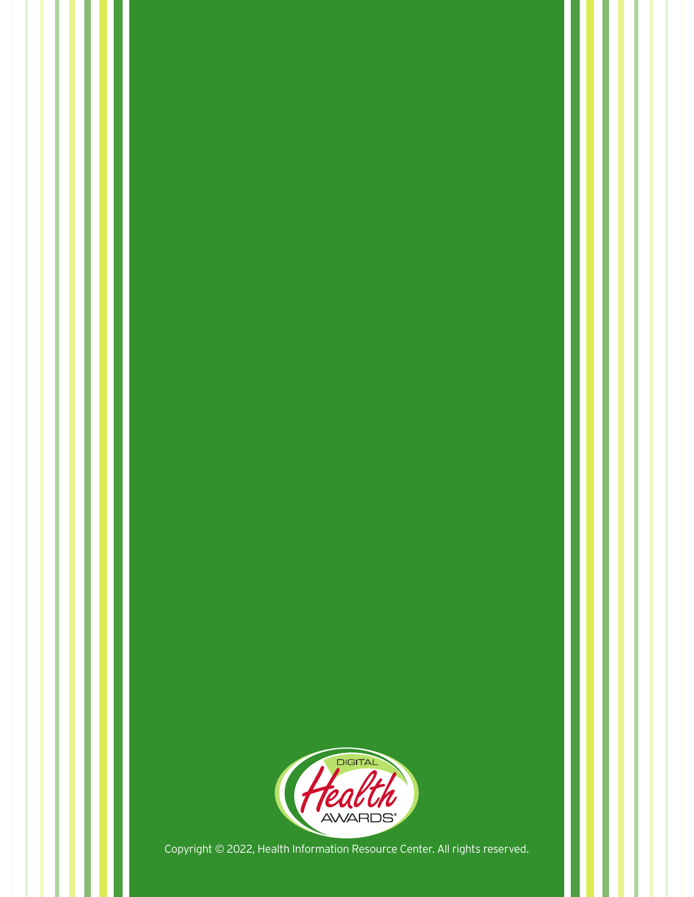Copyright © 2022, Health Information Resource Center. All rights reserved.